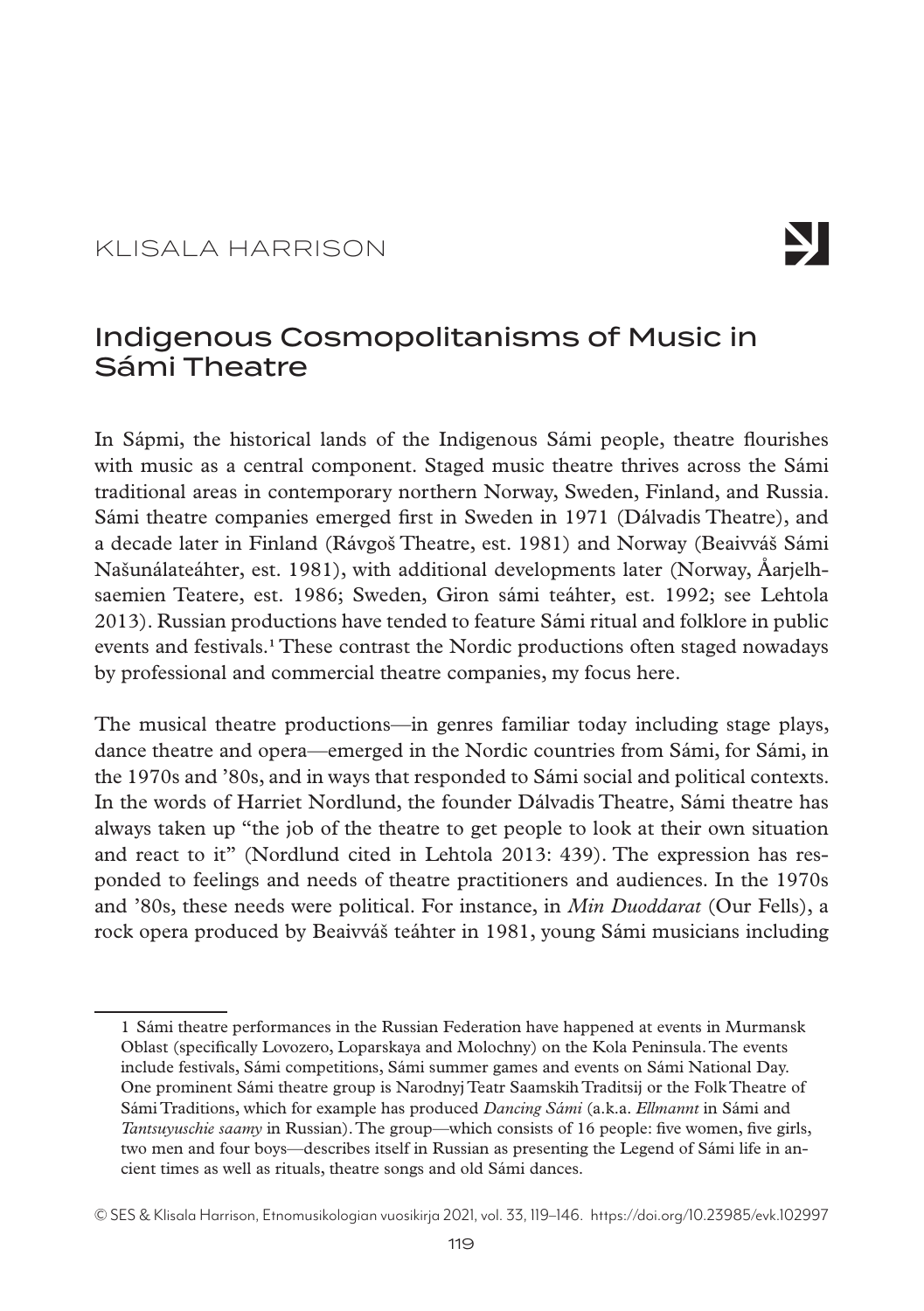KLISALA HARRISON

# Indigenous Cosmopolitanisms of Music in Sámi Theatre

In Sápmi, the historical lands of the Indigenous Sámi people, theatre flourishes with music as a central component. Staged music theatre thrives across the Sámi traditional areas in contemporary northern Norway, Sweden, Finland, and Russia. Sámi theatre companies emerged first in Sweden in 1971 (Dálvadis Theatre), and a decade later in Finland (Rávgoš Theatre, est. 1981) and Norway (Beaivváš Sámi Našunálateáhter, est. 1981), with additional developments later (Norway, Åarjelhsaemien Teatere, est. 1986; Sweden, Giron sámi teáhter, est. 1992; see Lehtola 2013). Russian productions have tended to feature Sámi ritual and folklore in public events and festivals.[1] These contrast the Nordic productions often staged nowadays by professional and commercial theatre companies, my focus here.

The musical theatre productions—in genres familiar today including stage plays, dance theatre and opera—emerged in the Nordic countries from Sámi, for Sámi, in the 1970s and '80s, and in ways that responded to Sámi social and political contexts. In the words of Harriet Nordlund, the founder Dálvadis Theatre, Sámi theatre has always taken up "the job of the theatre to get people to look at their own situation and react to it" (Nordlund cited in Lehtola 2013: 439). The expression has responded to feelings and needs of theatre practitioners and audiences. In the 1970s and '80s, these needs were political. For instance, in *Min Duoddarat* (Our Fells), a rock opera produced by Beaivváš teáhter in 1981, young Sámi musicians including

---

1 Sámi theatre performances in the Russian Federation have happened at events in Murmansk Oblast (specifically Lovozero, Loparskaya and Molochny) on the Kola Peninsula. The events include festivals, Sámi competitions, Sámi summer games and events on Sámi National Day. One prominent Sámi theatre group is Narodnyj Teatr Saamskih Traditsij or the Folk Theatre of Sámi Traditions, which for example has produced *Dancing Sámi* (a.k.a. *Ellmannt* in Sámi and *Tantsuyuschie saamy* in Russian). The group—which consists of 16 people: five women, five girls, two men and four boys—describes itself in Russian as presenting the Legend of Sámi life in ancient times as well as rituals, theatre songs and old Sámi dances.

© SES & Klisala Harrison, Etnomusikologian vuosikirja 2021, vol. 33, 119–146. https://doi.org/10.23985/evk.102997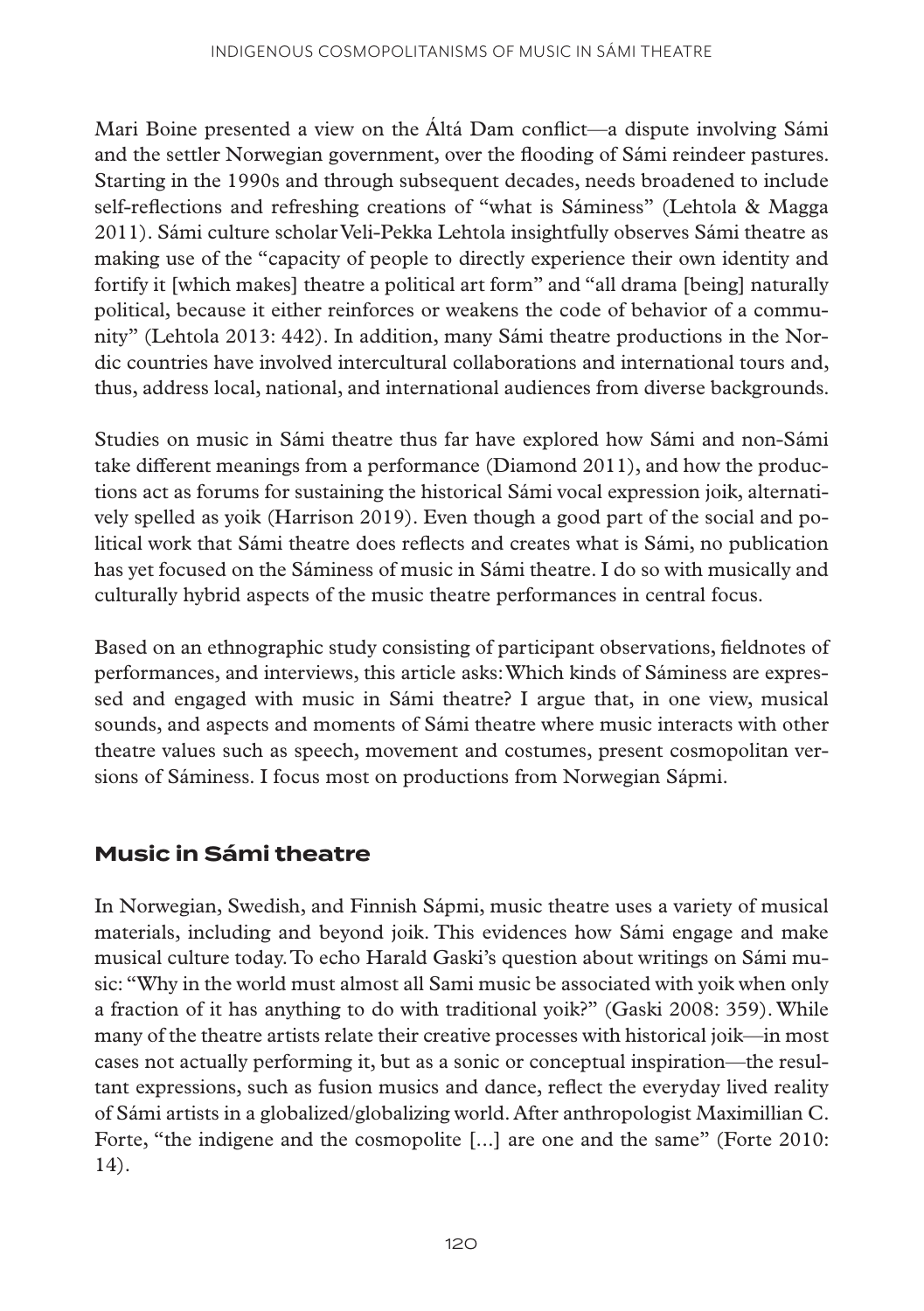Mari Boine presented a view on the Áltá Dam conflict—a dispute involving Sámi and the settler Norwegian government, over the flooding of Sámi reindeer pastures. Starting in the 1990s and through subsequent decades, needs broadened to include self-reflections and refreshing creations of "what is Sáminess" (Lehtola & Magga 2011). Sámi culture scholar Veli-Pekka Lehtola insightfully observes Sámi theatre as making use of the "capacity of people to directly experience their own identity and fortify it [which makes] theatre a political art form" and "all drama [being] naturally political, because it either reinforces or weakens the code of behavior of a community" (Lehtola 2013: 442). In addition, many Sámi theatre productions in the Nordic countries have involved intercultural collaborations and international tours and, thus, address local, national, and international audiences from diverse backgrounds.

Studies on music in Sámi theatre thus far have explored how Sámi and non-Sámi take different meanings from a performance (Diamond 2011), and how the productions act as forums for sustaining the historical Sámi vocal expression joik, alternatively spelled as yoik (Harrison 2019). Even though a good part of the social and political work that Sámi theatre does reflects and creates what is Sámi, no publication has yet focused on the Sáminess of music in Sámi theatre. I do so with musically and culturally hybrid aspects of the music theatre performances in central focus.

Based on an ethnographic study consisting of participant observations, fieldnotes of performances, and interviews, this article asks: Which kinds of Sáminess are expressed and engaged with music in Sámi theatre? I argue that, in one view, musical sounds, and aspects and moments of Sámi theatre where music interacts with other theatre values such as speech, movement and costumes, present cosmopolitan versions of Sáminess. I focus most on productions from Norwegian Sápmi.

## Music in Sámi theatre

In Norwegian, Swedish, and Finnish Sápmi, music theatre uses a variety of musical materials, including and beyond joik. This evidences how Sámi engage and make musical culture today. To echo Harald Gaski's question about writings on Sámi music: "Why in the world must almost all Sami music be associated with yoik when only a fraction of it has anything to do with traditional yoik?" (Gaski 2008: 359). While many of the theatre artists relate their creative processes with historical joik—in most cases not actually performing it, but as a sonic or conceptual inspiration—the resultant expressions, such as fusion musics and dance, reflect the everyday lived reality of Sámi artists in a globalized/globalizing world. After anthropologist Maximillian C. Forte, "the indigene and the cosmopolite [...] are one and the same" (Forte 2010: 14).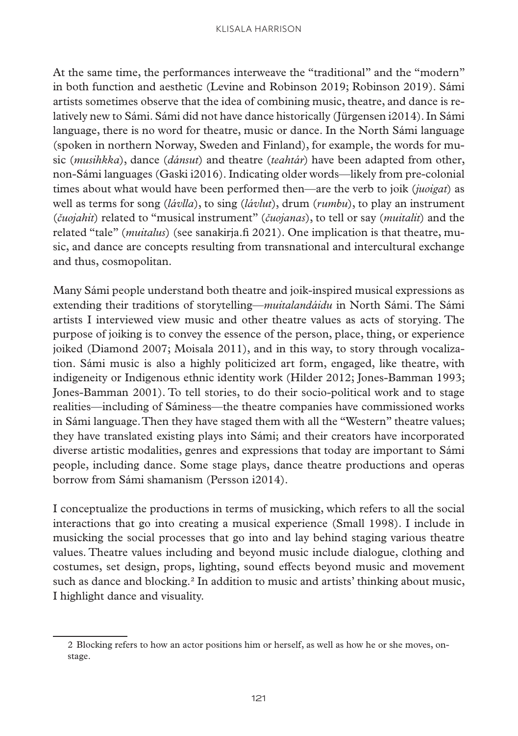At the same time, the performances interweave the "traditional" and the "modern" in both function and aesthetic (Levine and Robinson 2019; Robinson 2019). Sámi artists sometimes observe that the idea of combining music, theatre, and dance is relatively new to Sámi. Sámi did not have dance historically (Jürgensen i2014). In Sámi language, there is no word for theatre, music or dance. In the North Sámi language (spoken in northern Norway, Sweden and Finland), for example, the words for music (*musihkka*), dance (*dánsut*) and theatre (*teahtár*) have been adapted from other, non-Sámi languages (Gaski i2016). Indicating older words—likely from pre-colonial times about what would have been performed then—are the verb to joik (*juoigat*) as well as terms for song (*lávlla*), to sing (*lávlut*), drum (*rumbu*), to play an instrument (*čuojahit*) related to "musical instrument" (*čuojanas*), to tell or say (*muitalit*) and the related "tale" (*muitalus*) (see sanakirja.fi 2021). One implication is that theatre, music, and dance are concepts resulting from transnational and intercultural exchange and thus, cosmopolitan.

Many Sámi people understand both theatre and joik-inspired musical expressions as extending their traditions of storytelling—*muitalandáidu* in North Sámi. The Sámi artists I interviewed view music and other theatre values as acts of storying. The purpose of joiking is to convey the essence of the person, place, thing, or experience joiked (Diamond 2007; Moisala 2011), and in this way, to story through vocalization. Sámi music is also a highly politicized art form, engaged, like theatre, with indigeneity or Indigenous ethnic identity work (Hilder 2012; Jones-Bamman 1993; Jones-Bamman 2001). To tell stories, to do their socio-political work and to stage realities—including of Sáminess—the theatre companies have commissioned works in Sámi language. Then they have staged them with all the "Western" theatre values; they have translated existing plays into Sámi; and their creators have incorporated diverse artistic modalities, genres and expressions that today are important to Sámi people, including dance. Some stage plays, dance theatre productions and operas borrow from Sámi shamanism (Persson i2014).

I conceptualize the productions in terms of musicking, which refers to all the social interactions that go into creating a musical experience (Small 1998). I include in musicking the social processes that go into and lay behind staging various theatre values. Theatre values including and beyond music include dialogue, clothing and costumes, set design, props, lighting, sound effects beyond music and movement such as dance and blocking.[2] In addition to music and artists' thinking about music, I highlight dance and visuality.

2 Blocking refers to how an actor positions him or herself, as well as how he or she moves, onstage.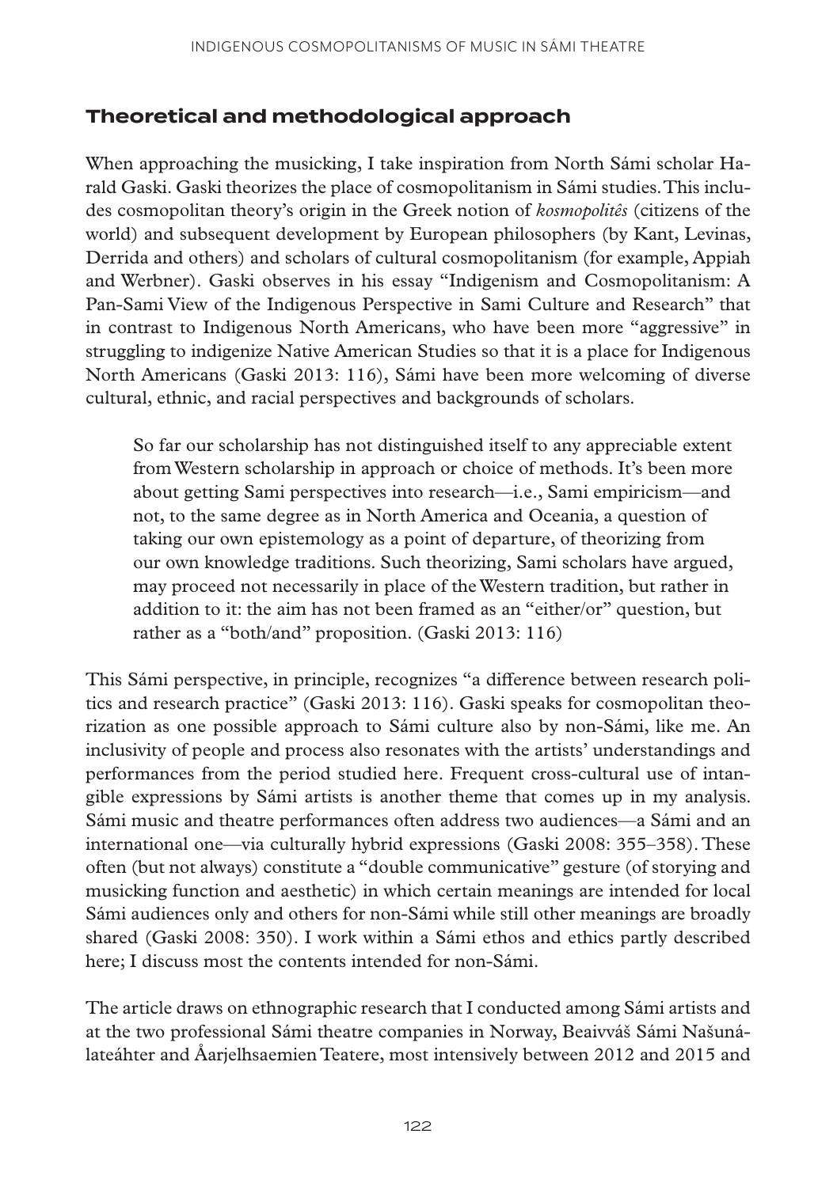## Theoretical and methodological approach

When approaching the musicking, I take inspiration from North Sámi scholar Harald Gaski. Gaski theorizes the place of cosmopolitanism in Sámi studies. This includes cosmopolitan theory's origin in the Greek notion of *kosmopolitês* (citizens of the world) and subsequent development by European philosophers (by Kant, Levinas, Derrida and others) and scholars of cultural cosmopolitanism (for example, Appiah and Werbner). Gaski observes in his essay "Indigenism and Cosmopolitanism: A Pan-Sami View of the Indigenous Perspective in Sami Culture and Research" that in contrast to Indigenous North Americans, who have been more "aggressive" in struggling to indigenize Native American Studies so that it is a place for Indigenous North Americans (Gaski 2013: 116), Sámi have been more welcoming of diverse cultural, ethnic, and racial perspectives and backgrounds of scholars.

> So far our scholarship has not distinguished itself to any appreciable extent from Western scholarship in approach or choice of methods. It's been more about getting Sami perspectives into research—i.e., Sami empiricism—and not, to the same degree as in North America and Oceania, a question of taking our own epistemology as a point of departure, of theorizing from our own knowledge traditions. Such theorizing, Sami scholars have argued, may proceed not necessarily in place of the Western tradition, but rather in addition to it: the aim has not been framed as an "either/or" question, but rather as a "both/and" proposition. (Gaski 2013: 116)

This Sámi perspective, in principle, recognizes "a difference between research politics and research practice" (Gaski 2013: 116). Gaski speaks for cosmopolitan theorization as one possible approach to Sámi culture also by non-Sámi, like me. An inclusivity of people and process also resonates with the artists' understandings and performances from the period studied here. Frequent cross-cultural use of intangible expressions by Sámi artists is another theme that comes up in my analysis. Sámi music and theatre performances often address two audiences—a Sámi and an international one—via culturally hybrid expressions (Gaski 2008: 355–358). These often (but not always) constitute a "double communicative" gesture (of storying and musicking function and aesthetic) in which certain meanings are intended for local Sámi audiences only and others for non-Sámi while still other meanings are broadly shared (Gaski 2008: 350). I work within a Sámi ethos and ethics partly described here; I discuss most the contents intended for non-Sámi.

The article draws on ethnographic research that I conducted among Sámi artists and at the two professional Sámi theatre companies in Norway, Beaivváš Sámi Našunálateáhter and Åarjelhsaemien Teatere, most intensively between 2012 and 2015 and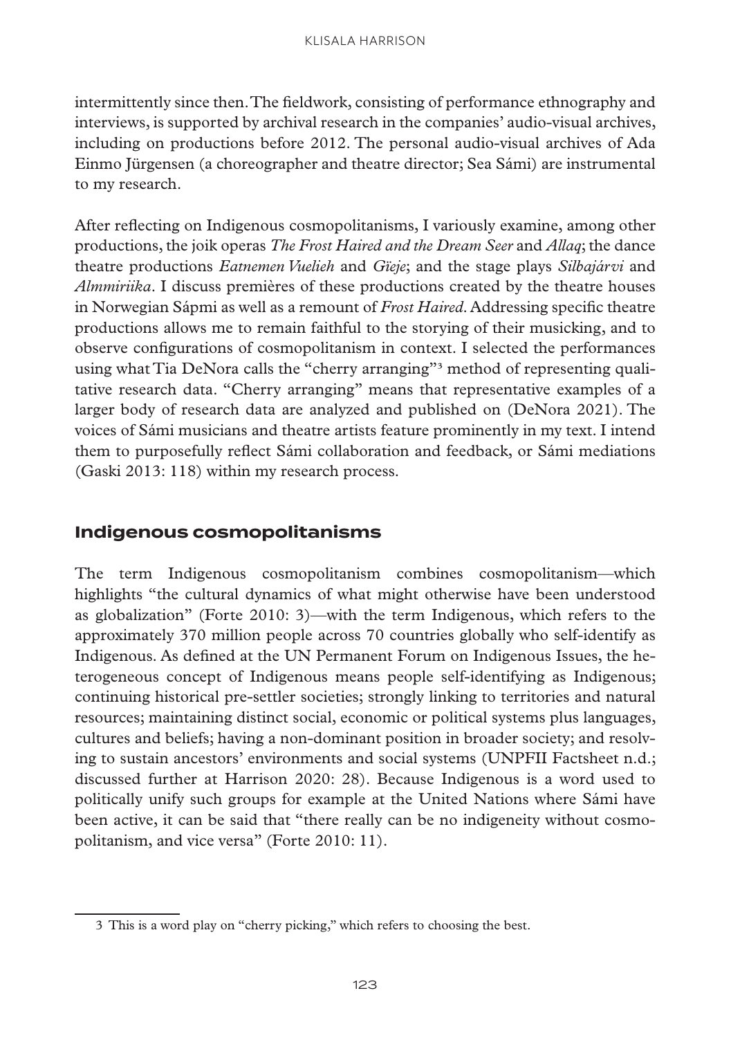intermittently since then. The fieldwork, consisting of performance ethnography and interviews, is supported by archival research in the companies' audio-visual archives, including on productions before 2012. The personal audio-visual archives of Ada Einmo Jürgensen (a choreographer and theatre director; Sea Sámi) are instrumental to my research.

After reflecting on Indigenous cosmopolitanisms, I variously examine, among other productions, the joik operas *The Frost Haired and the Dream Seer* and *Allaq*; the dance theatre productions *Eatnemen Vuelieh* and *Gïeje*; and the stage plays *Silbajárvi* and *Almmiriika*. I discuss premières of these productions created by the theatre houses in Norwegian Sápmi as well as a remount of *Frost Haired*. Addressing specific theatre productions allows me to remain faithful to the storying of their musicking, and to observe configurations of cosmopolitanism in context. I selected the performances using what Tia DeNora calls the "cherry arranging"[3] method of representing qualitative research data. "Cherry arranging" means that representative examples of a larger body of research data are analyzed and published on (DeNora 2021). The voices of Sámi musicians and theatre artists feature prominently in my text. I intend them to purposefully reflect Sámi collaboration and feedback, or Sámi mediations (Gaski 2013: 118) within my research process.

## Indigenous cosmopolitanisms

The term Indigenous cosmopolitanism combines cosmopolitanism—which highlights "the cultural dynamics of what might otherwise have been understood as globalization" (Forte 2010: 3)—with the term Indigenous, which refers to the approximately 370 million people across 70 countries globally who self-identify as Indigenous. As defined at the UN Permanent Forum on Indigenous Issues, the heterogeneous concept of Indigenous means people self-identifying as Indigenous; continuing historical pre-settler societies; strongly linking to territories and natural resources; maintaining distinct social, economic or political systems plus languages, cultures and beliefs; having a non-dominant position in broader society; and resolving to sustain ancestors' environments and social systems (UNPFII Factsheet n.d.; discussed further at Harrison 2020: 28). Because Indigenous is a word used to politically unify such groups for example at the United Nations where Sámi have been active, it can be said that "there really can be no indigeneity without cosmopolitanism, and vice versa" (Forte 2010: 11).

3 This is a word play on "cherry picking," which refers to choosing the best.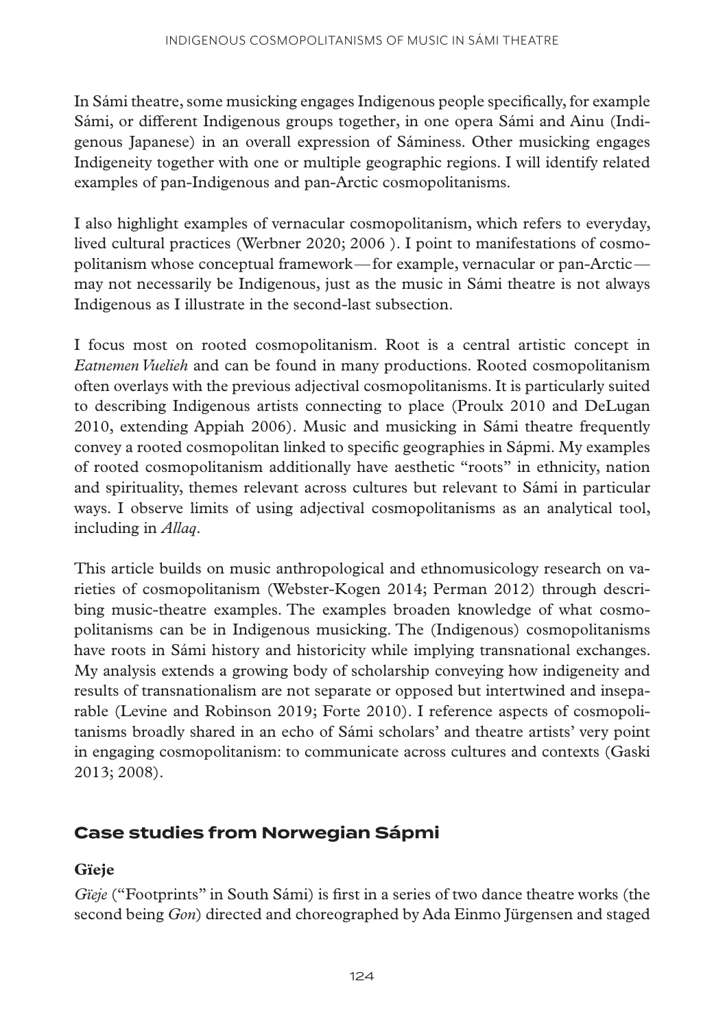In Sámi theatre, some musicking engages Indigenous people specifically, for example Sámi, or different Indigenous groups together, in one opera Sámi and Ainu (Indigenous Japanese) in an overall expression of Sáminess. Other musicking engages Indigeneity together with one or multiple geographic regions. I will identify related examples of pan-Indigenous and pan-Arctic cosmopolitanisms.

I also highlight examples of vernacular cosmopolitanism, which refers to everyday, lived cultural practices (Werbner 2020; 2006 ). I point to manifestations of cosmopolitanism whose conceptual framework—for example, vernacular or pan-Arctic—may not necessarily be Indigenous, just as the music in Sámi theatre is not always Indigenous as I illustrate in the second-last subsection.

I focus most on rooted cosmopolitanism. Root is a central artistic concept in *Eatnemen Vuelieh* and can be found in many productions. Rooted cosmopolitanism often overlays with the previous adjectival cosmopolitanisms. It is particularly suited to describing Indigenous artists connecting to place (Proulx 2010 and DeLugan 2010, extending Appiah 2006). Music and musicking in Sámi theatre frequently convey a rooted cosmopolitan linked to specific geographies in Sápmi. My examples of rooted cosmopolitanism additionally have aesthetic "roots" in ethnicity, nation and spirituality, themes relevant across cultures but relevant to Sámi in particular ways. I observe limits of using adjectival cosmopolitanisms as an analytical tool, including in *Allaq*.

This article builds on music anthropological and ethnomusicology research on varieties of cosmopolitanism (Webster-Kogen 2014; Perman 2012) through describing music-theatre examples. The examples broaden knowledge of what cosmopolitanisms can be in Indigenous musicking. The (Indigenous) cosmopolitanisms have roots in Sámi history and historicity while implying transnational exchanges. My analysis extends a growing body of scholarship conveying how indigeneity and results of transnationalism are not separate or opposed but intertwined and inseparable (Levine and Robinson 2019; Forte 2010). I reference aspects of cosmopolitanisms broadly shared in an echo of Sámi scholars' and theatre artists' very point in engaging cosmopolitanism: to communicate across cultures and contexts (Gaski 2013; 2008).

## Case studies from Norwegian Sápmi

### Gïeje

*Gïeje* ("Footprints" in South Sámi) is first in a series of two dance theatre works (the second being *Gon*) directed and choreographed by Ada Einmo Jürgensen and staged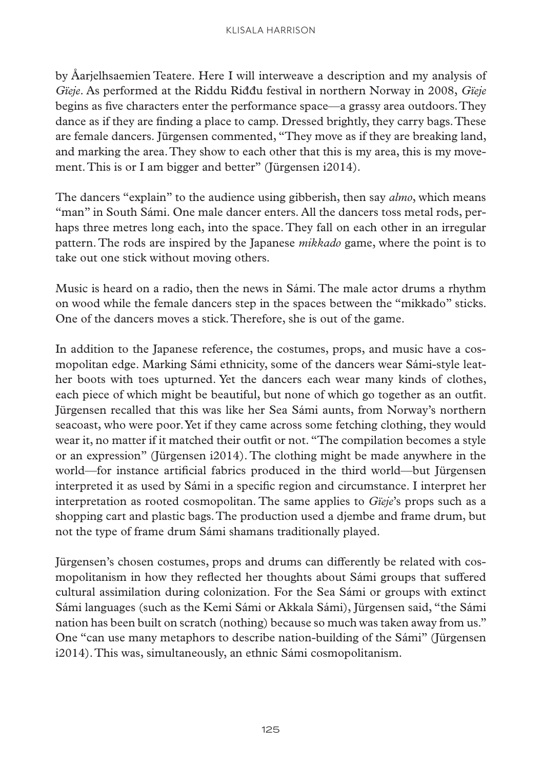by Åarjelhsaemien Teatere. Here I will interweave a description and my analysis of *Gïeje*. As performed at the Riddu Riđđu festival in northern Norway in 2008, *Gïeje* begins as five characters enter the performance space—a grassy area outdoors. They dance as if they are finding a place to camp. Dressed brightly, they carry bags. These are female dancers. Jürgensen commented, "They move as if they are breaking land, and marking the area. They show to each other that this is my area, this is my movement. This is or I am bigger and better" (Jürgensen i2014).

The dancers "explain" to the audience using gibberish, then say *almo*, which means "man" in South Sámi. One male dancer enters. All the dancers toss metal rods, perhaps three metres long each, into the space. They fall on each other in an irregular pattern. The rods are inspired by the Japanese *mikkado* game, where the point is to take out one stick without moving others.

Music is heard on a radio, then the news in Sámi. The male actor drums a rhythm on wood while the female dancers step in the spaces between the "mikkado" sticks. One of the dancers moves a stick. Therefore, she is out of the game.

In addition to the Japanese reference, the costumes, props, and music have a cosmopolitan edge. Marking Sámi ethnicity, some of the dancers wear Sámi-style leather boots with toes upturned. Yet the dancers each wear many kinds of clothes, each piece of which might be beautiful, but none of which go together as an outfit. Jürgensen recalled that this was like her Sea Sámi aunts, from Norway's northern seacoast, who were poor. Yet if they came across some fetching clothing, they would wear it, no matter if it matched their outfit or not. "The compilation becomes a style or an expression" (Jürgensen i2014). The clothing might be made anywhere in the world—for instance artificial fabrics produced in the third world—but Jürgensen interpreted it as used by Sámi in a specific region and circumstance. I interpret her interpretation as rooted cosmopolitan. The same applies to *Gïeje*'s props such as a shopping cart and plastic bags. The production used a djembe and frame drum, but not the type of frame drum Sámi shamans traditionally played.

Jürgensen's chosen costumes, props and drums can differently be related with cosmopolitanism in how they reflected her thoughts about Sámi groups that suffered cultural assimilation during colonization. For the Sea Sámi or groups with extinct Sámi languages (such as the Kemi Sámi or Akkala Sámi), Jürgensen said, "the Sámi nation has been built on scratch (nothing) because so much was taken away from us." One "can use many metaphors to describe nation-building of the Sámi" (Jürgensen i2014). This was, simultaneously, an ethnic Sámi cosmopolitanism.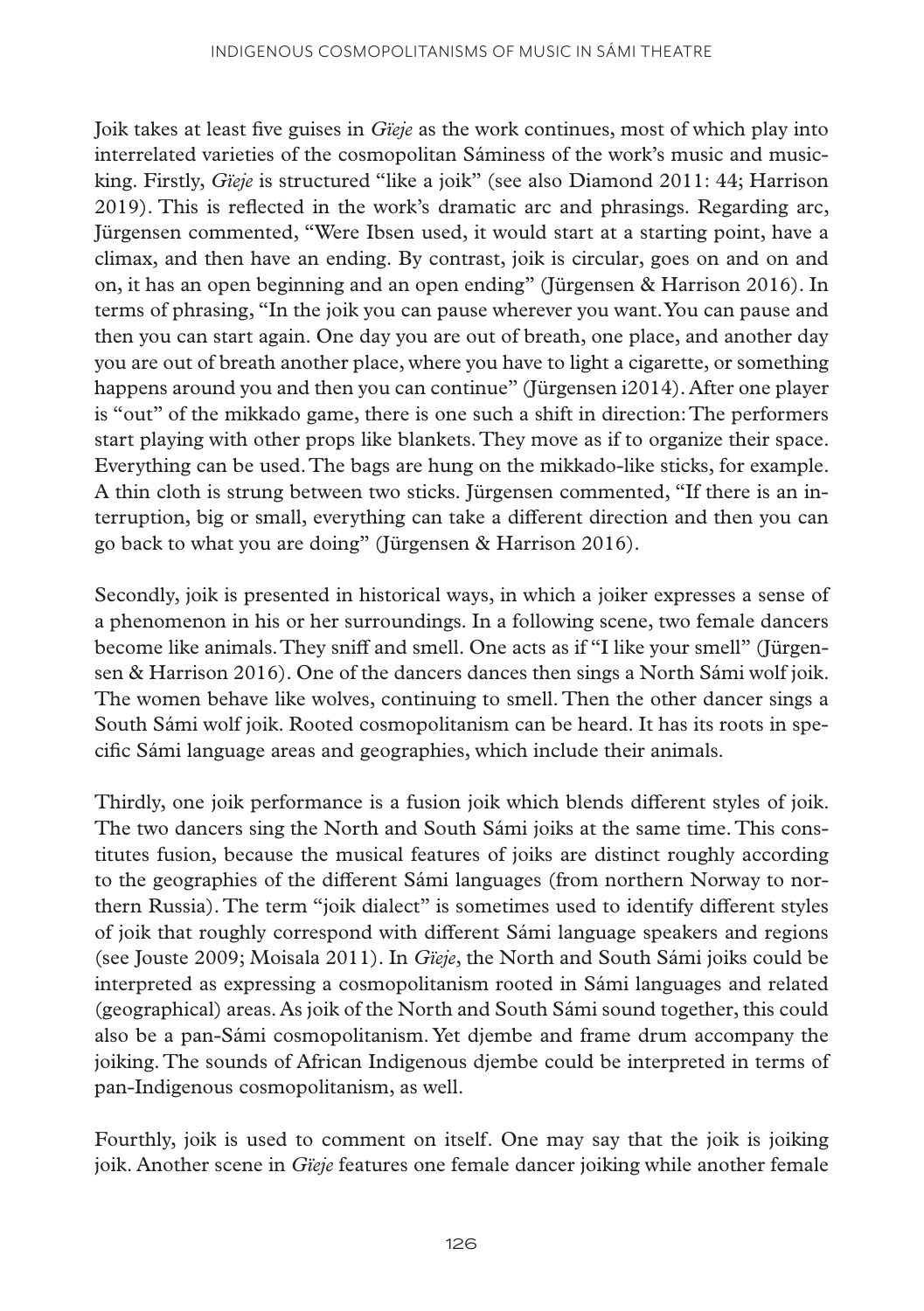Joik takes at least five guises in *Gïeje* as the work continues, most of which play into interrelated varieties of the cosmopolitan Sáminess of the work's music and musicking. Firstly, *Gïeje* is structured "like a joik" (see also Diamond 2011: 44; Harrison 2019). This is reflected in the work's dramatic arc and phrasings. Regarding arc, Jürgensen commented, "Were Ibsen used, it would start at a starting point, have a climax, and then have an ending. By contrast, joik is circular, goes on and on and on, it has an open beginning and an open ending" (Jürgensen & Harrison 2016). In terms of phrasing, "In the joik you can pause wherever you want. You can pause and then you can start again. One day you are out of breath, one place, and another day you are out of breath another place, where you have to light a cigarette, or something happens around you and then you can continue" (Jürgensen i2014). After one player is "out" of the mikkado game, there is one such a shift in direction: The performers start playing with other props like blankets. They move as if to organize their space. Everything can be used. The bags are hung on the mikkado-like sticks, for example. A thin cloth is strung between two sticks. Jürgensen commented, "If there is an interruption, big or small, everything can take a different direction and then you can go back to what you are doing" (Jürgensen & Harrison 2016).

Secondly, joik is presented in historical ways, in which a joiker expresses a sense of a phenomenon in his or her surroundings. In a following scene, two female dancers become like animals. They sniff and smell. One acts as if "I like your smell" (Jürgensen & Harrison 2016). One of the dancers dances then sings a North Sámi wolf joik. The women behave like wolves, continuing to smell. Then the other dancer sings a South Sámi wolf joik. Rooted cosmopolitanism can be heard. It has its roots in specific Sámi language areas and geographies, which include their animals.

Thirdly, one joik performance is a fusion joik which blends different styles of joik. The two dancers sing the North and South Sámi joiks at the same time. This constitutes fusion, because the musical features of joiks are distinct roughly according to the geographies of the different Sámi languages (from northern Norway to northern Russia). The term "joik dialect" is sometimes used to identify different styles of joik that roughly correspond with different Sámi language speakers and regions (see Jouste 2009; Moisala 2011). In *Gïeje*, the North and South Sámi joiks could be interpreted as expressing a cosmopolitanism rooted in Sámi languages and related (geographical) areas. As joik of the North and South Sámi sound together, this could also be a pan-Sámi cosmopolitanism. Yet djembe and frame drum accompany the joiking. The sounds of African Indigenous djembe could be interpreted in terms of pan-Indigenous cosmopolitanism, as well.

Fourthly, joik is used to comment on itself. One may say that the joik is joiking joik. Another scene in *Gïeje* features one female dancer joiking while another female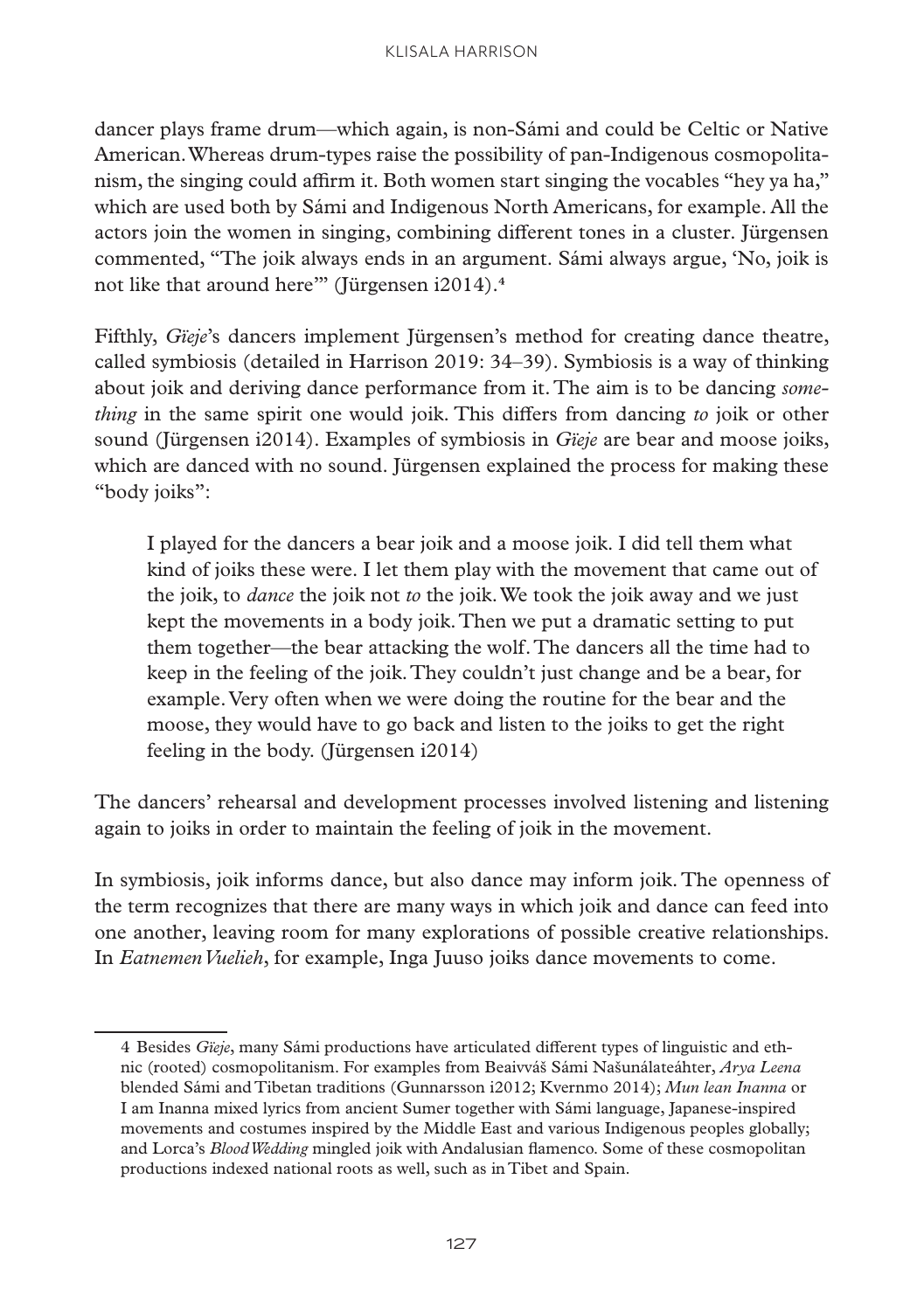dancer plays frame drum—which again, is non-Sámi and could be Celtic or Native American. Whereas drum-types raise the possibility of pan-Indigenous cosmopolitanism, the singing could affirm it. Both women start singing the vocables "hey ya ha," which are used both by Sámi and Indigenous North Americans, for example. All the actors join the women in singing, combining different tones in a cluster. Jürgensen commented, "The joik always ends in an argument. Sámi always argue, 'No, joik is not like that around here'" (Jürgensen i2014).[4]

Fifthly, *Gïeje*'s dancers implement Jürgensen's method for creating dance theatre, called symbiosis (detailed in Harrison 2019: 34–39). Symbiosis is a way of thinking about joik and deriving dance performance from it. The aim is to be dancing *something* in the same spirit one would joik. This differs from dancing *to* joik or other sound (Jürgensen i2014). Examples of symbiosis in *Gïeje* are bear and moose joiks, which are danced with no sound. Jürgensen explained the process for making these "body joiks":

> I played for the dancers a bear joik and a moose joik. I did tell them what kind of joiks these were. I let them play with the movement that came out of the joik, to *dance* the joik not *to* the joik. We took the joik away and we just kept the movements in a body joik. Then we put a dramatic setting to put them together—the bear attacking the wolf. The dancers all the time had to keep in the feeling of the joik. They couldn't just change and be a bear, for example. Very often when we were doing the routine for the bear and the moose, they would have to go back and listen to the joiks to get the right feeling in the body. (Jürgensen i2014)

The dancers' rehearsal and development processes involved listening and listening again to joiks in order to maintain the feeling of joik in the movement.

In symbiosis, joik informs dance, but also dance may inform joik. The openness of the term recognizes that there are many ways in which joik and dance can feed into one another, leaving room for many explorations of possible creative relationships. In *Eatnemen Vuelieh*, for example, Inga Juuso joiks dance movements to come.

---

[4] Besides *Gïeje*, many Sámi productions have articulated different types of linguistic and ethnic (rooted) cosmopolitanism. For examples from Beaivváš Sámi Našunálateáhter, *Arya Leena* blended Sámi and Tibetan traditions (Gunnarsson i2012; Kvernmo 2014); *Mun lean Inanna* or I am Inanna mixed lyrics from ancient Sumer together with Sámi language, Japanese-inspired movements and costumes inspired by the Middle East and various Indigenous peoples globally; and Lorca's *Blood Wedding* mingled joik with Andalusian flamenco. Some of these cosmopolitan productions indexed national roots as well, such as in Tibet and Spain.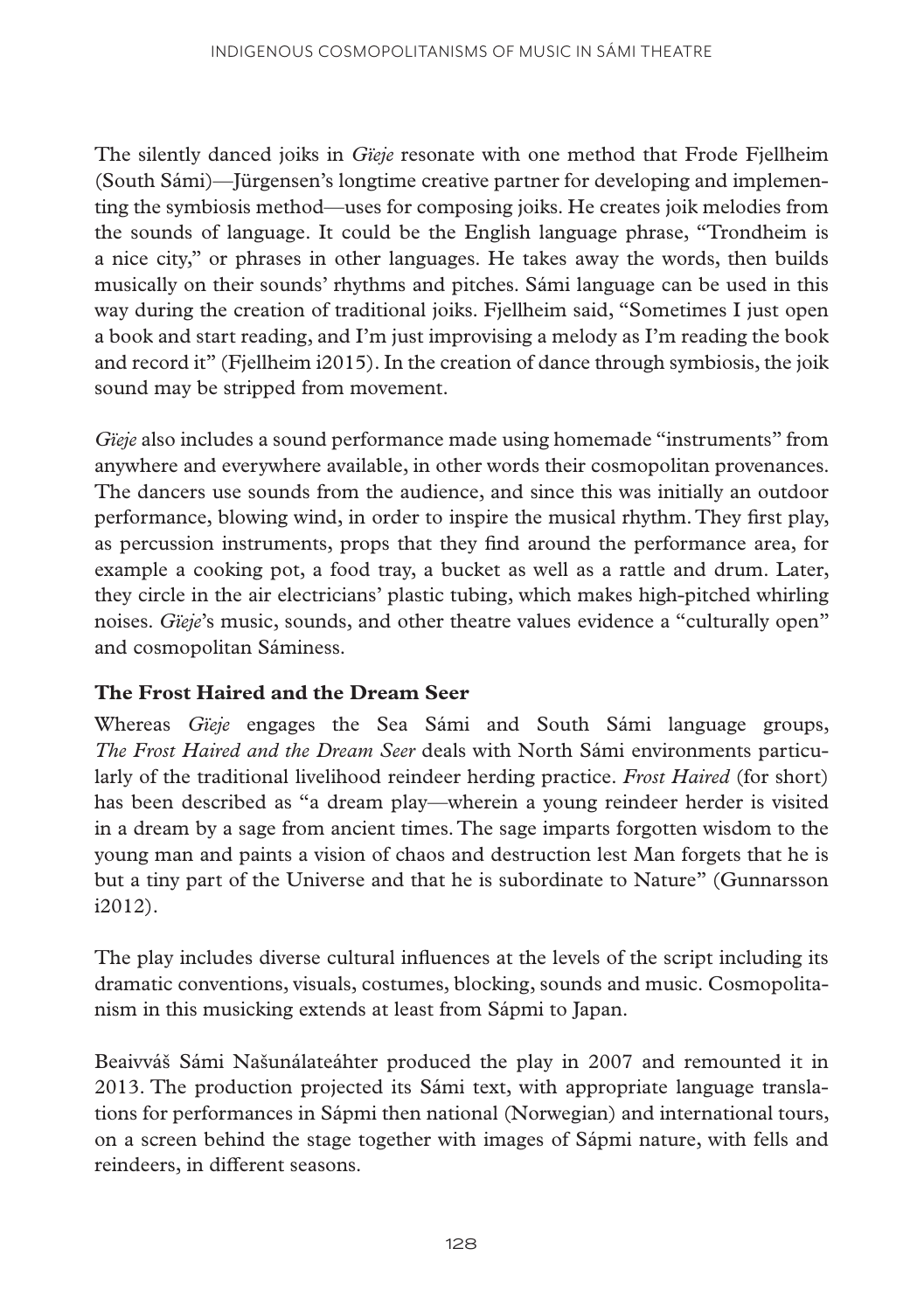The silently danced joiks in *Gïeje* resonate with one method that Frode Fjellheim (South Sámi)—Jürgensen's longtime creative partner for developing and implementing the symbiosis method—uses for composing joiks. He creates joik melodies from the sounds of language. It could be the English language phrase, "Trondheim is a nice city," or phrases in other languages. He takes away the words, then builds musically on their sounds' rhythms and pitches. Sámi language can be used in this way during the creation of traditional joiks. Fjellheim said, "Sometimes I just open a book and start reading, and I'm just improvising a melody as I'm reading the book and record it" (Fjellheim i2015). In the creation of dance through symbiosis, the joik sound may be stripped from movement.

*Gïeje* also includes a sound performance made using homemade "instruments" from anywhere and everywhere available, in other words their cosmopolitan provenances. The dancers use sounds from the audience, and since this was initially an outdoor performance, blowing wind, in order to inspire the musical rhythm. They first play, as percussion instruments, props that they find around the performance area, for example a cooking pot, a food tray, a bucket as well as a rattle and drum. Later, they circle in the air electricians' plastic tubing, which makes high-pitched whirling noises. *Gïeje*'s music, sounds, and other theatre values evidence a "culturally open" and cosmopolitan Sáminess.

### The Frost Haired and the Dream Seer

Whereas *Gïeje* engages the Sea Sámi and South Sámi language groups, *The Frost Haired and the Dream Seer* deals with North Sámi environments particularly of the traditional livelihood reindeer herding practice. *Frost Haired* (for short) has been described as "a dream play—wherein a young reindeer herder is visited in a dream by a sage from ancient times. The sage imparts forgotten wisdom to the young man and paints a vision of chaos and destruction lest Man forgets that he is but a tiny part of the Universe and that he is subordinate to Nature" (Gunnarsson i2012).

The play includes diverse cultural influences at the levels of the script including its dramatic conventions, visuals, costumes, blocking, sounds and music. Cosmopolitanism in this musicking extends at least from Sápmi to Japan.

Beaivváš Sámi Našunálateáhter produced the play in 2007 and remounted it in 2013. The production projected its Sámi text, with appropriate language translations for performances in Sápmi then national (Norwegian) and international tours, on a screen behind the stage together with images of Sápmi nature, with fells and reindeers, in different seasons.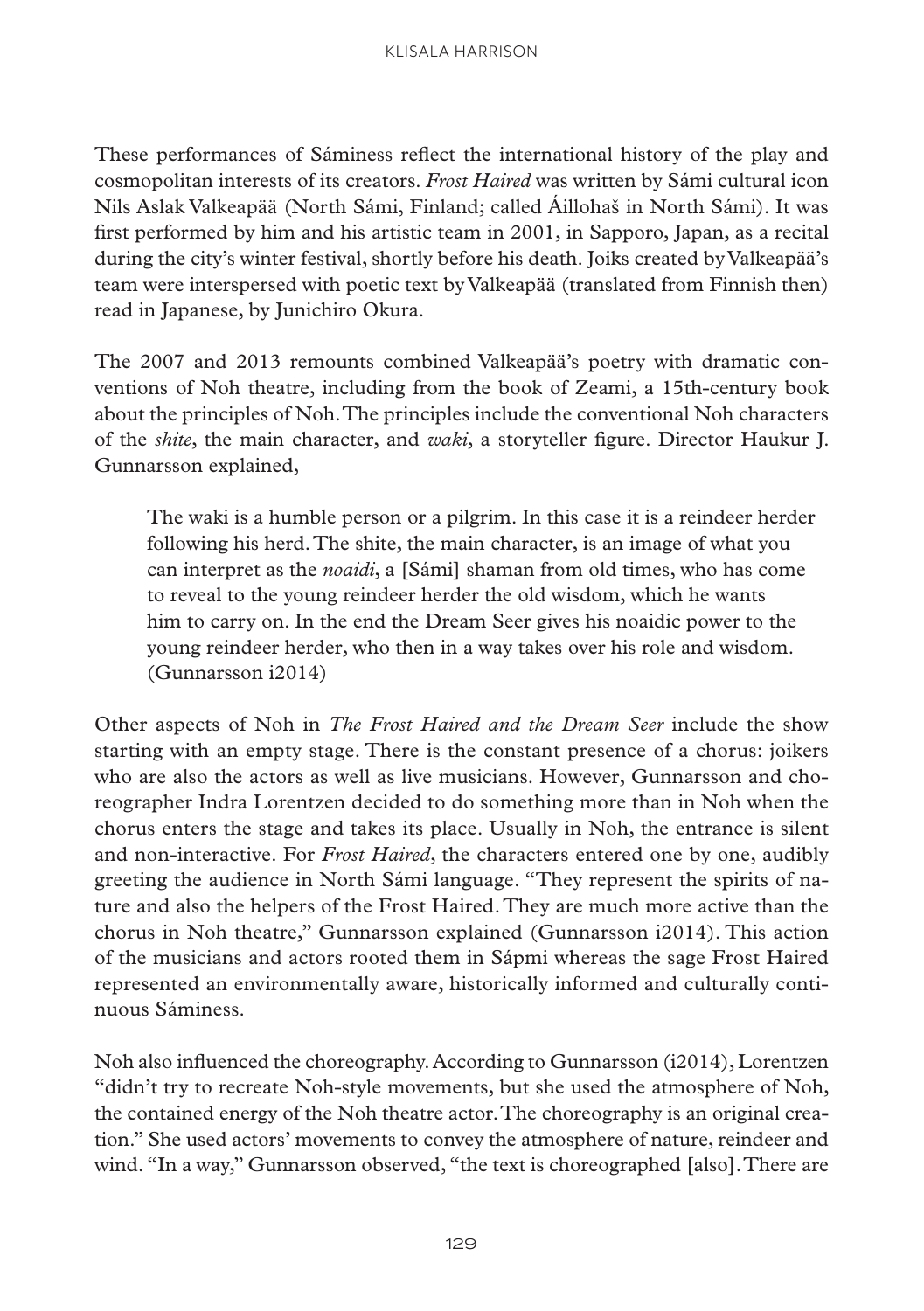These performances of Sáminess reflect the international history of the play and cosmopolitan interests of its creators. *Frost Haired* was written by Sámi cultural icon Nils Aslak Valkeapää (North Sámi, Finland; called Áillohaš in North Sámi). It was first performed by him and his artistic team in 2001, in Sapporo, Japan, as a recital during the city's winter festival, shortly before his death. Joiks created by Valkeapää's team were interspersed with poetic text by Valkeapää (translated from Finnish then) read in Japanese, by Junichiro Okura.

The 2007 and 2013 remounts combined Valkeapää's poetry with dramatic conventions of Noh theatre, including from the book of Zeami, a 15th-century book about the principles of Noh. The principles include the conventional Noh characters of the *shite*, the main character, and *waki*, a storyteller figure. Director Haukur J. Gunnarsson explained,

> The waki is a humble person or a pilgrim. In this case it is a reindeer herder following his herd. The shite, the main character, is an image of what you can interpret as the *noaidi*, a [Sámi] shaman from old times, who has come to reveal to the young reindeer herder the old wisdom, which he wants him to carry on. In the end the Dream Seer gives his noaidic power to the young reindeer herder, who then in a way takes over his role and wisdom. (Gunnarsson i2014)

Other aspects of Noh in *The Frost Haired and the Dream Seer* include the show starting with an empty stage. There is the constant presence of a chorus: joikers who are also the actors as well as live musicians. However, Gunnarsson and choreographer Indra Lorentzen decided to do something more than in Noh when the chorus enters the stage and takes its place. Usually in Noh, the entrance is silent and non-interactive. For *Frost Haired*, the characters entered one by one, audibly greeting the audience in North Sámi language. "They represent the spirits of nature and also the helpers of the Frost Haired. They are much more active than the chorus in Noh theatre," Gunnarsson explained (Gunnarsson i2014). This action of the musicians and actors rooted them in Sápmi whereas the sage Frost Haired represented an environmentally aware, historically informed and culturally continuous Sáminess.

Noh also influenced the choreography. According to Gunnarsson (i2014), Lorentzen "didn't try to recreate Noh-style movements, but she used the atmosphere of Noh, the contained energy of the Noh theatre actor. The choreography is an original creation." She used actors' movements to convey the atmosphere of nature, reindeer and wind. "In a way," Gunnarsson observed, "the text is choreographed [also]. There are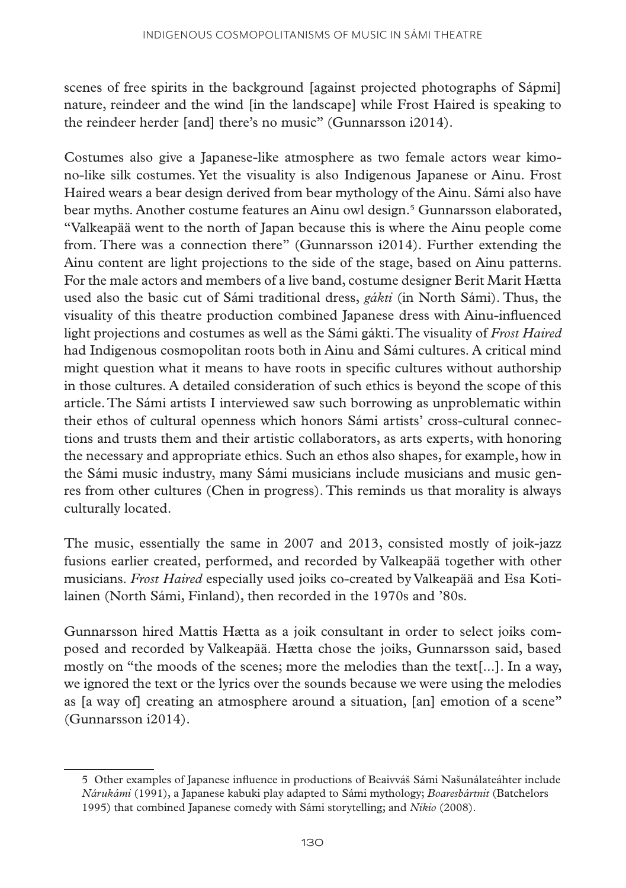scenes of free spirits in the background [against projected photographs of Sápmi] nature, reindeer and the wind [in the landscape] while Frost Haired is speaking to the reindeer herder [and] there's no music" (Gunnarsson i2014).

Costumes also give a Japanese-like atmosphere as two female actors wear kimono-like silk costumes. Yet the visuality is also Indigenous Japanese or Ainu. Frost Haired wears a bear design derived from bear mythology of the Ainu. Sámi also have bear myths. Another costume features an Ainu owl design.[5] Gunnarsson elaborated, "Valkeapää went to the north of Japan because this is where the Ainu people come from. There was a connection there" (Gunnarsson i2014). Further extending the Ainu content are light projections to the side of the stage, based on Ainu patterns. For the male actors and members of a live band, costume designer Berit Marit Hætta used also the basic cut of Sámi traditional dress, *gákti* (in North Sámi). Thus, the visuality of this theatre production combined Japanese dress with Ainu-influenced light projections and costumes as well as the Sámi gákti. The visuality of *Frost Haired* had Indigenous cosmopolitan roots both in Ainu and Sámi cultures. A critical mind might question what it means to have roots in specific cultures without authorship in those cultures. A detailed consideration of such ethics is beyond the scope of this article. The Sámi artists I interviewed saw such borrowing as unproblematic within their ethos of cultural openness which honors Sámi artists' cross-cultural connections and trusts them and their artistic collaborators, as arts experts, with honoring the necessary and appropriate ethics. Such an ethos also shapes, for example, how in the Sámi music industry, many Sámi musicians include musicians and music genres from other cultures (Chen in progress). This reminds us that morality is always culturally located.

The music, essentially the same in 2007 and 2013, consisted mostly of joik-jazz fusions earlier created, performed, and recorded by Valkeapää together with other musicians. *Frost Haired* especially used joiks co-created by Valkeapää and Esa Kotilainen (North Sámi, Finland), then recorded in the 1970s and '80s.

Gunnarsson hired Mattis Hætta as a joik consultant in order to select joiks composed and recorded by Valkeapää. Hætta chose the joiks, Gunnarsson said, based mostly on "the moods of the scenes; more the melodies than the text[...]. In a way, we ignored the text or the lyrics over the sounds because we were using the melodies as [a way of] creating an atmosphere around a situation, [an] emotion of a scene" (Gunnarsson i2014).

5 Other examples of Japanese influence in productions of Beaivváš Sámi Našunálateáhter include *Nárukámi* (1991), a Japanese kabuki play adapted to Sámi mythology; *Boaresbártnit* (Batchelors 1995) that combined Japanese comedy with Sámi storytelling; and *Nikio* (2008).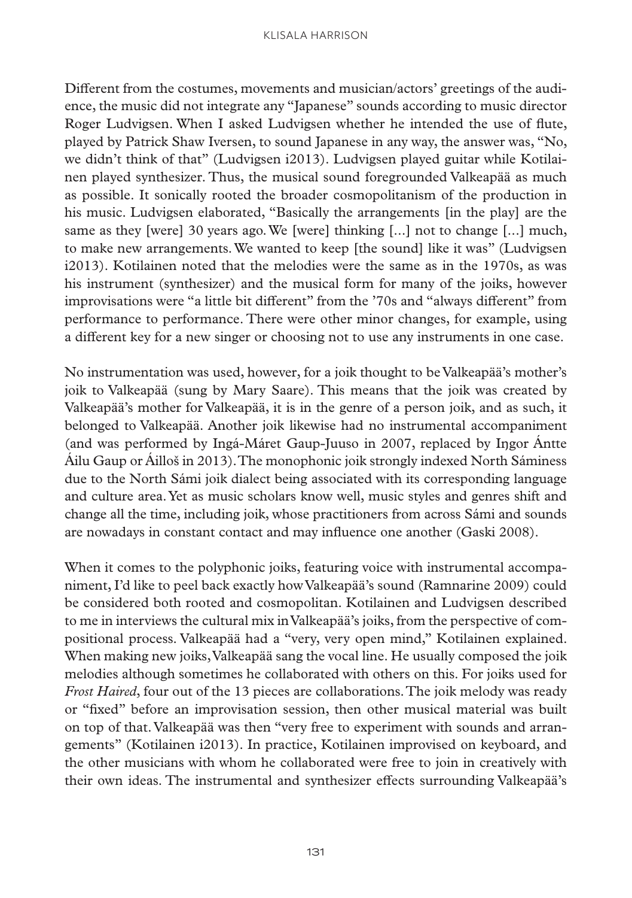Different from the costumes, movements and musician/actors' greetings of the audience, the music did not integrate any "Japanese" sounds according to music director Roger Ludvigsen. When I asked Ludvigsen whether he intended the use of flute, played by Patrick Shaw Iversen, to sound Japanese in any way, the answer was, "No, we didn't think of that" (Ludvigsen i2013). Ludvigsen played guitar while Kotilainen played synthesizer. Thus, the musical sound foregrounded Valkeapää as much as possible. It sonically rooted the broader cosmopolitanism of the production in his music. Ludvigsen elaborated, "Basically the arrangements [in the play] are the same as they [were] 30 years ago. We [were] thinking [...] not to change [...] much, to make new arrangements. We wanted to keep [the sound] like it was" (Ludvigsen i2013). Kotilainen noted that the melodies were the same as in the 1970s, as was his instrument (synthesizer) and the musical form for many of the joiks, however improvisations were "a little bit different" from the '70s and "always different" from performance to performance. There were other minor changes, for example, using a different key for a new singer or choosing not to use any instruments in one case.

No instrumentation was used, however, for a joik thought to be Valkeapää's mother's joik to Valkeapää (sung by Mary Saare). This means that the joik was created by Valkeapää's mother for Valkeapää, it is in the genre of a person joik, and as such, it belonged to Valkeapää. Another joik likewise had no instrumental accompaniment (and was performed by Ingá-Máret Gaup-Juuso in 2007, replaced by Iŋgor Ántte Áilu Gaup or Áilloš in 2013). The monophonic joik strongly indexed North Sáminess due to the North Sámi joik dialect being associated with its corresponding language and culture area. Yet as music scholars know well, music styles and genres shift and change all the time, including joik, whose practitioners from across Sámi and sounds are nowadays in constant contact and may influence one another (Gaski 2008).

When it comes to the polyphonic joiks, featuring voice with instrumental accompaniment, I'd like to peel back exactly how Valkeapää's sound (Ramnarine 2009) could be considered both rooted and cosmopolitan. Kotilainen and Ludvigsen described to me in interviews the cultural mix in Valkeapää's joiks, from the perspective of compositional process. Valkeapää had a "very, very open mind," Kotilainen explained. When making new joiks, Valkeapää sang the vocal line. He usually composed the joik melodies although sometimes he collaborated with others on this. For joiks used for *Frost Haired*, four out of the 13 pieces are collaborations. The joik melody was ready or "fixed" before an improvisation session, then other musical material was built on top of that. Valkeapää was then "very free to experiment with sounds and arrangements" (Kotilainen i2013). In practice, Kotilainen improvised on keyboard, and the other musicians with whom he collaborated were free to join in creatively with their own ideas. The instrumental and synthesizer effects surrounding Valkeapää's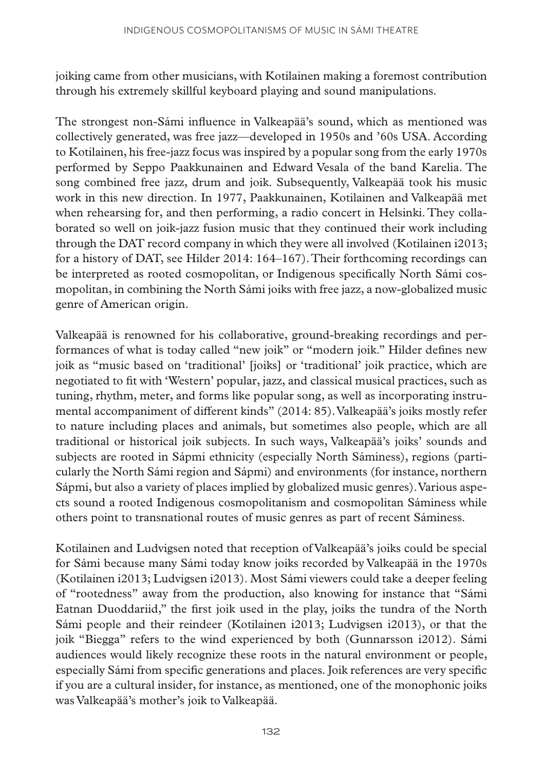joiking came from other musicians, with Kotilainen making a foremost contribution through his extremely skillful keyboard playing and sound manipulations.

The strongest non-Sámi influence in Valkeapää's sound, which as mentioned was collectively generated, was free jazz—developed in 1950s and '60s USA. According to Kotilainen, his free-jazz focus was inspired by a popular song from the early 1970s performed by Seppo Paakkunainen and Edward Vesala of the band Karelia. The song combined free jazz, drum and joik. Subsequently, Valkeapää took his music work in this new direction. In 1977, Paakkunainen, Kotilainen and Valkeapää met when rehearsing for, and then performing, a radio concert in Helsinki. They collaborated so well on joik-jazz fusion music that they continued their work including through the DAT record company in which they were all involved (Kotilainen i2013; for a history of DAT, see Hilder 2014: 164–167). Their forthcoming recordings can be interpreted as rooted cosmopolitan, or Indigenous specifically North Sámi cosmopolitan, in combining the North Sámi joiks with free jazz, a now-globalized music genre of American origin.

Valkeapää is renowned for his collaborative, ground-breaking recordings and performances of what is today called "new joik" or "modern joik." Hilder defines new joik as "music based on 'traditional' [joiks] or 'traditional' joik practice, which are negotiated to fit with 'Western' popular, jazz, and classical musical practices, such as tuning, rhythm, meter, and forms like popular song, as well as incorporating instrumental accompaniment of different kinds" (2014: 85). Valkeapää's joiks mostly refer to nature including places and animals, but sometimes also people, which are all traditional or historical joik subjects. In such ways, Valkeapää's joiks' sounds and subjects are rooted in Sápmi ethnicity (especially North Sáminess), regions (particularly the North Sámi region and Sápmi) and environments (for instance, northern Sápmi, but also a variety of places implied by globalized music genres). Various aspects sound a rooted Indigenous cosmopolitanism and cosmopolitan Sáminess while others point to transnational routes of music genres as part of recent Sáminess.

Kotilainen and Ludvigsen noted that reception of Valkeapää's joiks could be special for Sámi because many Sámi today know joiks recorded by Valkeapää in the 1970s (Kotilainen i2013; Ludvigsen i2013). Most Sámi viewers could take a deeper feeling of "rootedness" away from the production, also knowing for instance that "Sámi Eatnan Duoddariid," the first joik used in the play, joiks the tundra of the North Sámi people and their reindeer (Kotilainen i2013; Ludvigsen i2013), or that the joik "Biegga" refers to the wind experienced by both (Gunnarsson i2012). Sámi audiences would likely recognize these roots in the natural environment or people, especially Sámi from specific generations and places. Joik references are very specific if you are a cultural insider, for instance, as mentioned, one of the monophonic joiks was Valkeapää's mother's joik to Valkeapää.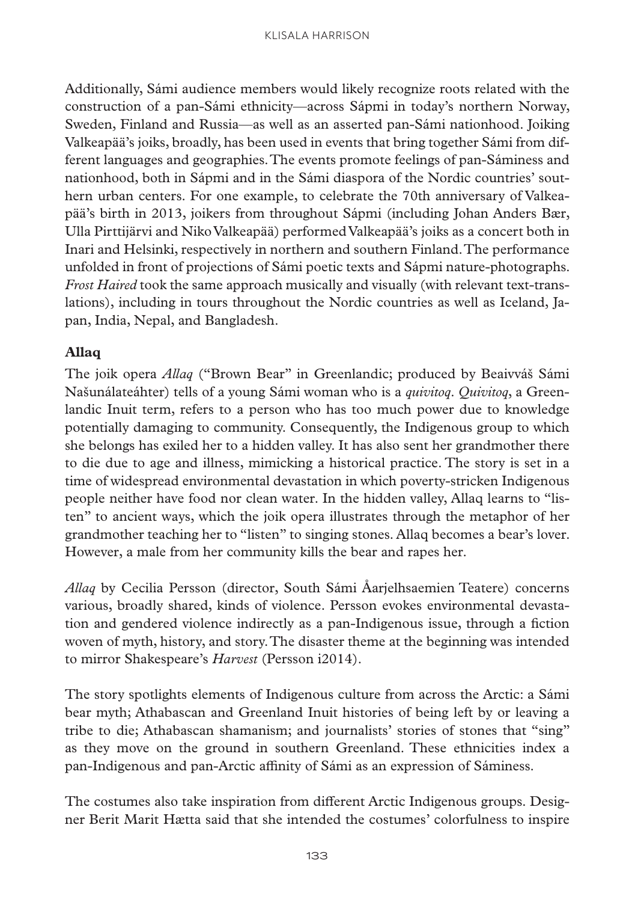Additionally, Sámi audience members would likely recognize roots related with the construction of a pan-Sámi ethnicity—across Sápmi in today's northern Norway, Sweden, Finland and Russia—as well as an asserted pan-Sámi nationhood. Joiking Valkeapää's joiks, broadly, has been used in events that bring together Sámi from different languages and geographies. The events promote feelings of pan-Sáminess and nationhood, both in Sápmi and in the Sámi diaspora of the Nordic countries' southern urban centers. For one example, to celebrate the 70th anniversary of Valkeapää's birth in 2013, joikers from throughout Sápmi (including Johan Anders Bær, Ulla Pirttijärvi and Niko Valkeapää) performed Valkeapää's joiks as a concert both in Inari and Helsinki, respectively in northern and southern Finland. The performance unfolded in front of projections of Sámi poetic texts and Sápmi nature-photographs. *Frost Haired* took the same approach musically and visually (with relevant text-translations), including in tours throughout the Nordic countries as well as Iceland, Japan, India, Nepal, and Bangladesh.

## Allaq

The joik opera *Allaq* ("Brown Bear" in Greenlandic; produced by Beaivváš Sámi Našunálateáhter) tells of a young Sámi woman who is a *quivitoq*. *Quivitoq*, a Greenlandic Inuit term, refers to a person who has too much power due to knowledge potentially damaging to community. Consequently, the Indigenous group to which she belongs has exiled her to a hidden valley. It has also sent her grandmother there to die due to age and illness, mimicking a historical practice. The story is set in a time of widespread environmental devastation in which poverty-stricken Indigenous people neither have food nor clean water. In the hidden valley, Allaq learns to "listen" to ancient ways, which the joik opera illustrates through the metaphor of her grandmother teaching her to "listen" to singing stones. Allaq becomes a bear's lover. However, a male from her community kills the bear and rapes her.

*Allaq* by Cecilia Persson (director, South Sámi Åarjelhsaemien Teatere) concerns various, broadly shared, kinds of violence. Persson evokes environmental devastation and gendered violence indirectly as a pan-Indigenous issue, through a fiction woven of myth, history, and story. The disaster theme at the beginning was intended to mirror Shakespeare's *Harvest* (Persson i2014).

The story spotlights elements of Indigenous culture from across the Arctic: a Sámi bear myth; Athabascan and Greenland Inuit histories of being left by or leaving a tribe to die; Athabascan shamanism; and journalists' stories of stones that "sing" as they move on the ground in southern Greenland. These ethnicities index a pan-Indigenous and pan-Arctic affinity of Sámi as an expression of Sáminess.

The costumes also take inspiration from different Arctic Indigenous groups. Designer Berit Marit Hætta said that she intended the costumes' colorfulness to inspire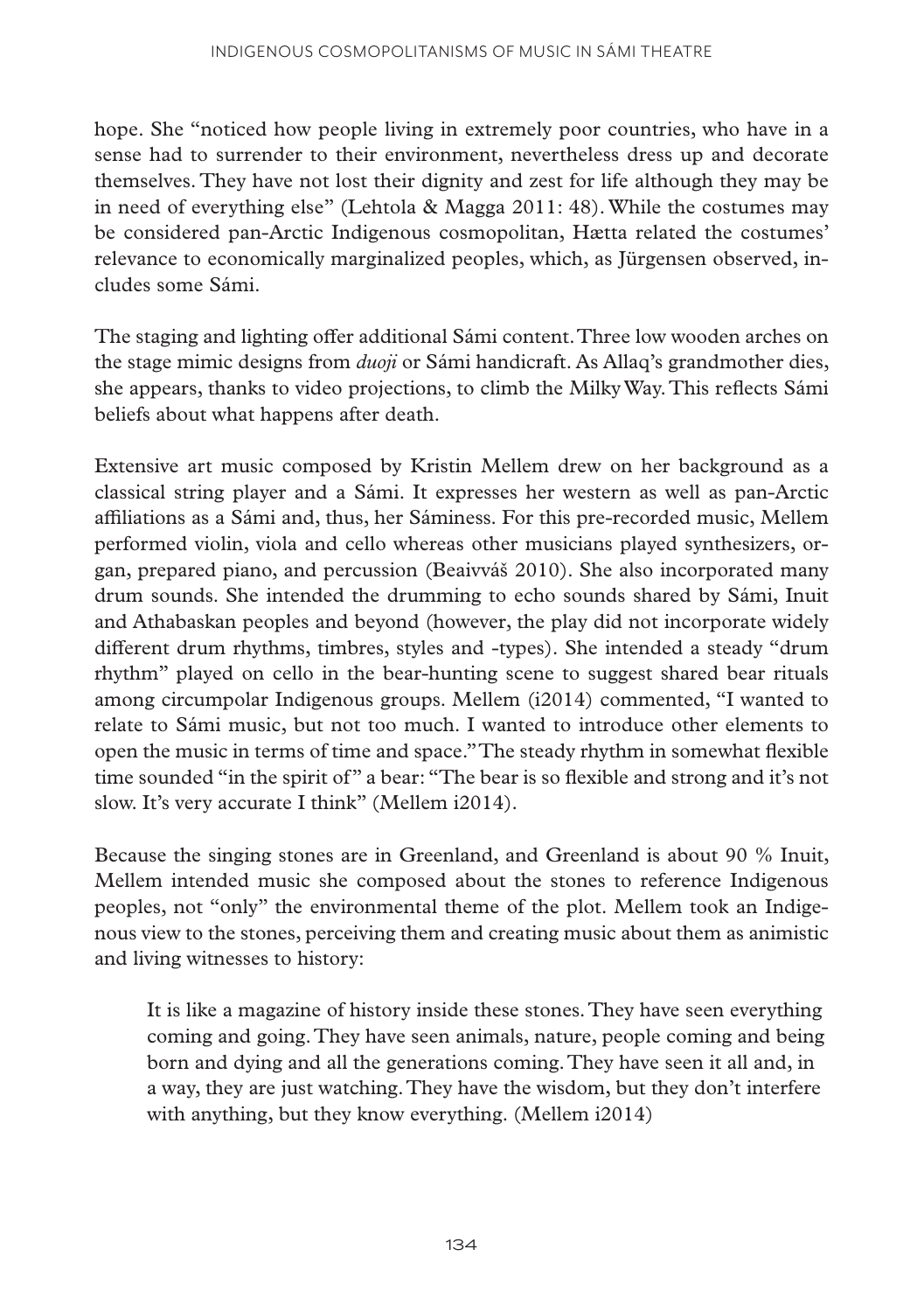hope. She "noticed how people living in extremely poor countries, who have in a sense had to surrender to their environment, nevertheless dress up and decorate themselves. They have not lost their dignity and zest for life although they may be in need of everything else" (Lehtola & Magga 2011: 48). While the costumes may be considered pan-Arctic Indigenous cosmopolitan, Hætta related the costumes' relevance to economically marginalized peoples, which, as Jürgensen observed, includes some Sámi.

The staging and lighting offer additional Sámi content. Three low wooden arches on the stage mimic designs from *duoji* or Sámi handicraft. As Allaq's grandmother dies, she appears, thanks to video projections, to climb the Milky Way. This reflects Sámi beliefs about what happens after death.

Extensive art music composed by Kristin Mellem drew on her background as a classical string player and a Sámi. It expresses her western as well as pan-Arctic affiliations as a Sámi and, thus, her Sáminess. For this pre-recorded music, Mellem performed violin, viola and cello whereas other musicians played synthesizers, organ, prepared piano, and percussion (Beaivváš 2010). She also incorporated many drum sounds. She intended the drumming to echo sounds shared by Sámi, Inuit and Athabaskan peoples and beyond (however, the play did not incorporate widely different drum rhythms, timbres, styles and -types). She intended a steady "drum rhythm" played on cello in the bear-hunting scene to suggest shared bear rituals among circumpolar Indigenous groups. Mellem (i2014) commented, "I wanted to relate to Sámi music, but not too much. I wanted to introduce other elements to open the music in terms of time and space." The steady rhythm in somewhat flexible time sounded "in the spirit of" a bear: "The bear is so flexible and strong and it's not slow. It's very accurate I think" (Mellem i2014).

Because the singing stones are in Greenland, and Greenland is about 90 % Inuit, Mellem intended music she composed about the stones to reference Indigenous peoples, not "only" the environmental theme of the plot. Mellem took an Indigenous view to the stones, perceiving them and creating music about them as animistic and living witnesses to history:

> It is like a magazine of history inside these stones. They have seen everything coming and going. They have seen animals, nature, people coming and being born and dying and all the generations coming. They have seen it all and, in a way, they are just watching. They have the wisdom, but they don't interfere with anything, but they know everything. (Mellem i2014)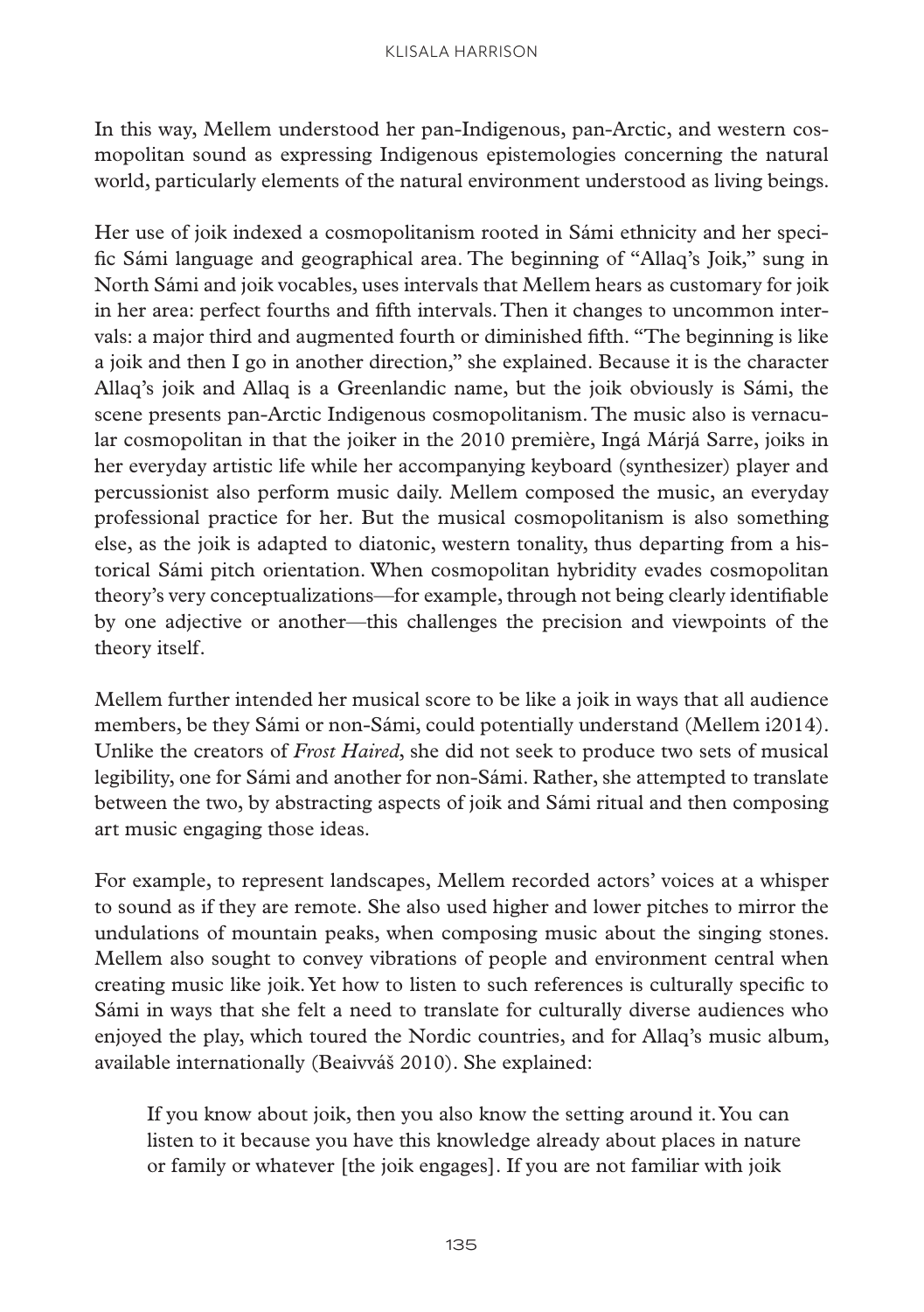In this way, Mellem understood her pan-Indigenous, pan-Arctic, and western cosmopolitan sound as expressing Indigenous epistemologies concerning the natural world, particularly elements of the natural environment understood as living beings.

Her use of joik indexed a cosmopolitanism rooted in Sámi ethnicity and her specific Sámi language and geographical area. The beginning of "Allaq's Joik," sung in North Sámi and joik vocables, uses intervals that Mellem hears as customary for joik in her area: perfect fourths and fifth intervals. Then it changes to uncommon intervals: a major third and augmented fourth or diminished fifth. "The beginning is like a joik and then I go in another direction," she explained. Because it is the character Allaq's joik and Allaq is a Greenlandic name, but the joik obviously is Sámi, the scene presents pan-Arctic Indigenous cosmopolitanism. The music also is vernacular cosmopolitan in that the joiker in the 2010 première, Ingá Márjá Sarre, joiks in her everyday artistic life while her accompanying keyboard (synthesizer) player and percussionist also perform music daily. Mellem composed the music, an everyday professional practice for her. But the musical cosmopolitanism is also something else, as the joik is adapted to diatonic, western tonality, thus departing from a historical Sámi pitch orientation. When cosmopolitan hybridity evades cosmopolitan theory's very conceptualizations—for example, through not being clearly identifiable by one adjective or another—this challenges the precision and viewpoints of the theory itself.

Mellem further intended her musical score to be like a joik in ways that all audience members, be they Sámi or non-Sámi, could potentially understand (Mellem i2014). Unlike the creators of *Frost Haired*, she did not seek to produce two sets of musical legibility, one for Sámi and another for non-Sámi. Rather, she attempted to translate between the two, by abstracting aspects of joik and Sámi ritual and then composing art music engaging those ideas.

For example, to represent landscapes, Mellem recorded actors' voices at a whisper to sound as if they are remote. She also used higher and lower pitches to mirror the undulations of mountain peaks, when composing music about the singing stones. Mellem also sought to convey vibrations of people and environment central when creating music like joik. Yet how to listen to such references is culturally specific to Sámi in ways that she felt a need to translate for culturally diverse audiences who enjoyed the play, which toured the Nordic countries, and for Allaq's music album, available internationally (Beaivváš 2010). She explained:

> If you know about joik, then you also know the setting around it. You can listen to it because you have this knowledge already about places in nature or family or whatever [the joik engages]. If you are not familiar with joik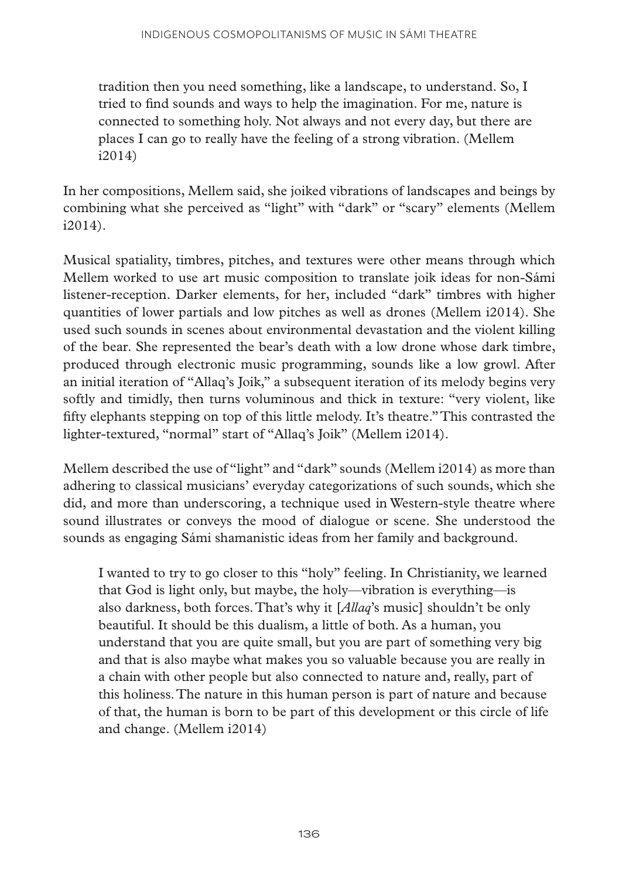> tradition then you need something, like a landscape, to understand. So, I tried to find sounds and ways to help the imagination. For me, nature is connected to something holy. Not always and not every day, but there are places I can go to really have the feeling of a strong vibration. (Mellem i2014)

In her compositions, Mellem said, she joiked vibrations of landscapes and beings by combining what she perceived as "light" with "dark" or "scary" elements (Mellem i2014).

Musical spatiality, timbres, pitches, and textures were other means through which Mellem worked to use art music composition to translate joik ideas for non-Sámi listener-reception. Darker elements, for her, included "dark" timbres with higher quantities of lower partials and low pitches as well as drones (Mellem i2014). She used such sounds in scenes about environmental devastation and the violent killing of the bear. She represented the bear's death with a low drone whose dark timbre, produced through electronic music programming, sounds like a low growl. After an initial iteration of "Allaq's Joik," a subsequent iteration of its melody begins very softly and timidly, then turns voluminous and thick in texture: "very violent, like fifty elephants stepping on top of this little melody. It's theatre." This contrasted the lighter-textured, "normal" start of "Allaq's Joik" (Mellem i2014).

Mellem described the use of "light" and "dark" sounds (Mellem i2014) as more than adhering to classical musicians' everyday categorizations of such sounds, which she did, and more than underscoring, a technique used in Western-style theatre where sound illustrates or conveys the mood of dialogue or scene. She understood the sounds as engaging Sámi shamanistic ideas from her family and background.

> I wanted to try to go closer to this "holy" feeling. In Christianity, we learned that God is light only, but maybe, the holy—vibration is everything—is also darkness, both forces. That's why it [*Allaq*'s music] shouldn't be only beautiful. It should be this dualism, a little of both. As a human, you understand that you are quite small, but you are part of something very big and that is also maybe what makes you so valuable because you are really in a chain with other people but also connected to nature and, really, part of this holiness. The nature in this human person is part of nature and because of that, the human is born to be part of this development or this circle of life and change. (Mellem i2014)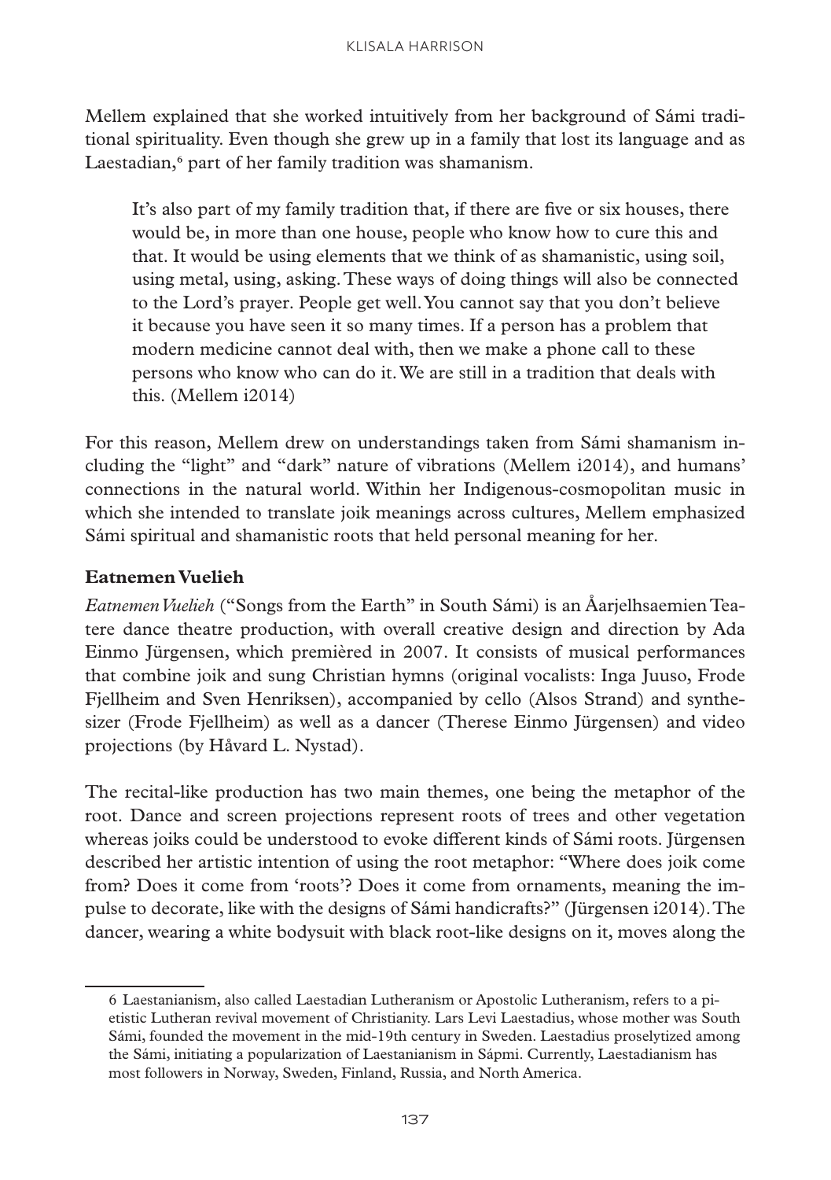Mellem explained that she worked intuitively from her background of Sámi traditional spirituality. Even though she grew up in a family that lost its language and as Laestadian,[6] part of her family tradition was shamanism.

> It's also part of my family tradition that, if there are five or six houses, there would be, in more than one house, people who know how to cure this and that. It would be using elements that we think of as shamanistic, using soil, using metal, using, asking. These ways of doing things will also be connected to the Lord's prayer. People get well. You cannot say that you don't believe it because you have seen it so many times. If a person has a problem that modern medicine cannot deal with, then we make a phone call to these persons who know who can do it. We are still in a tradition that deals with this. (Mellem i2014)

For this reason, Mellem drew on understandings taken from Sámi shamanism including the "light" and "dark" nature of vibrations (Mellem i2014), and humans' connections in the natural world. Within her Indigenous-cosmopolitan music in which she intended to translate joik meanings across cultures, Mellem emphasized Sámi spiritual and shamanistic roots that held personal meaning for her.

### Eatnemen Vuelieh

*Eatnemen Vuelieh* ("Songs from the Earth" in South Sámi) is an Åarjelhsaemien Teatere dance theatre production, with overall creative design and direction by Ada Einmo Jürgensen, which premièred in 2007. It consists of musical performances that combine joik and sung Christian hymns (original vocalists: Inga Juuso, Frode Fjellheim and Sven Henriksen), accompanied by cello (Alsos Strand) and synthesizer (Frode Fjellheim) as well as a dancer (Therese Einmo Jürgensen) and video projections (by Håvard L. Nystad).

The recital-like production has two main themes, one being the metaphor of the root. Dance and screen projections represent roots of trees and other vegetation whereas joiks could be understood to evoke different kinds of Sámi roots. Jürgensen described her artistic intention of using the root metaphor: "Where does joik come from? Does it come from 'roots'? Does it come from ornaments, meaning the impulse to decorate, like with the designs of Sámi handicrafts?" (Jürgensen i2014). The dancer, wearing a white bodysuit with black root-like designs on it, moves along the

---

6 Laestanianism, also called Laestadian Lutheranism or Apostolic Lutheranism, refers to a pietistic Lutheran revival movement of Christianity. Lars Levi Laestadius, whose mother was South Sámi, founded the movement in the mid-19th century in Sweden. Laestadius proselytized among the Sámi, initiating a popularization of Laestanianism in Sápmi. Currently, Laestadianism has most followers in Norway, Sweden, Finland, Russia, and North America.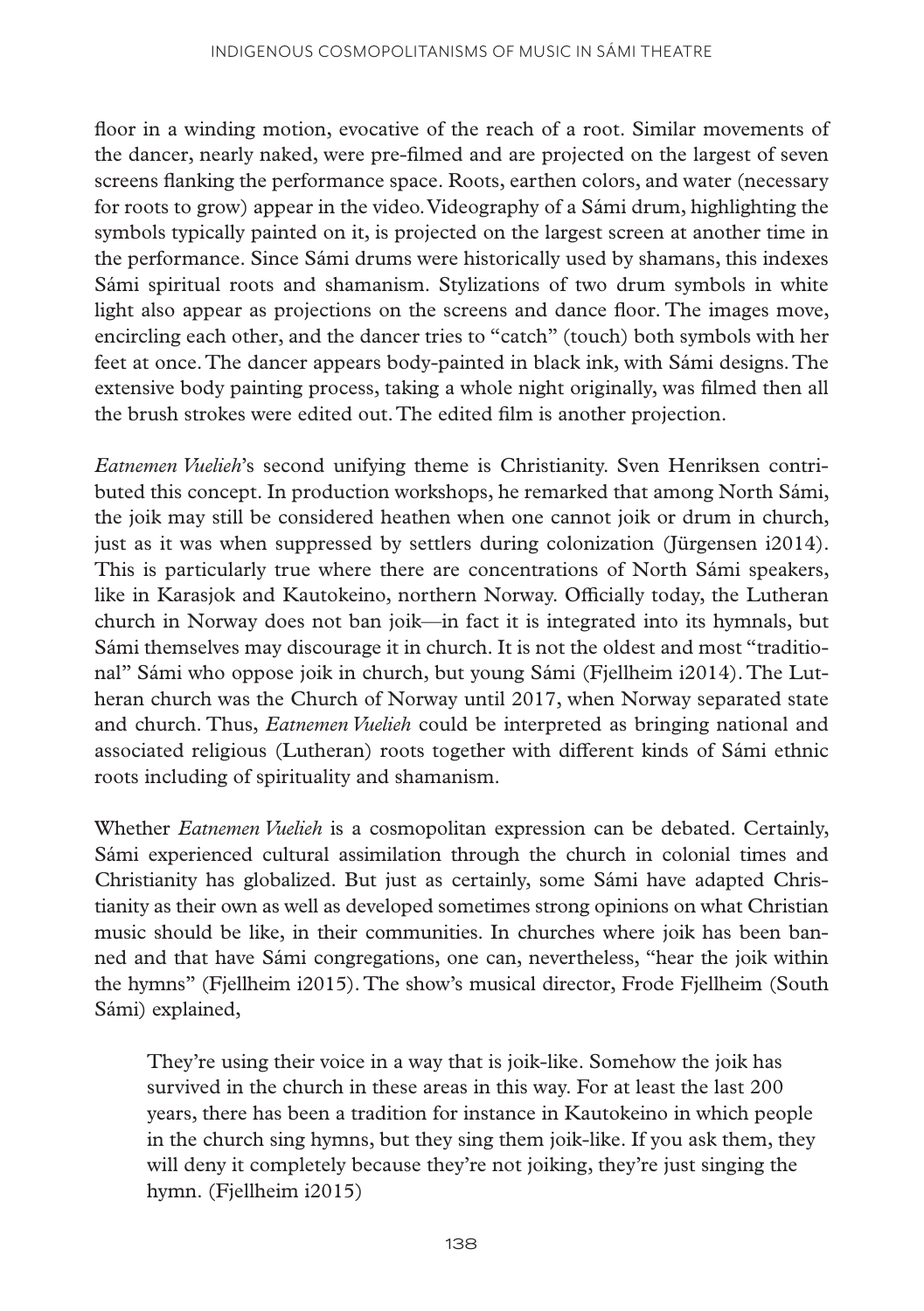floor in a winding motion, evocative of the reach of a root. Similar movements of the dancer, nearly naked, were pre-filmed and are projected on the largest of seven screens flanking the performance space. Roots, earthen colors, and water (necessary for roots to grow) appear in the video. Videography of a Sámi drum, highlighting the symbols typically painted on it, is projected on the largest screen at another time in the performance. Since Sámi drums were historically used by shamans, this indexes Sámi spiritual roots and shamanism. Stylizations of two drum symbols in white light also appear as projections on the screens and dance floor. The images move, encircling each other, and the dancer tries to "catch" (touch) both symbols with her feet at once. The dancer appears body-painted in black ink, with Sámi designs. The extensive body painting process, taking a whole night originally, was filmed then all the brush strokes were edited out. The edited film is another projection.

*Eatnemen Vuelieh*'s second unifying theme is Christianity. Sven Henriksen contributed this concept. In production workshops, he remarked that among North Sámi, the joik may still be considered heathen when one cannot joik or drum in church, just as it was when suppressed by settlers during colonization (Jürgensen i2014). This is particularly true where there are concentrations of North Sámi speakers, like in Karasjok and Kautokeino, northern Norway. Officially today, the Lutheran church in Norway does not ban joik—in fact it is integrated into its hymnals, but Sámi themselves may discourage it in church. It is not the oldest and most "traditional" Sámi who oppose joik in church, but young Sámi (Fjellheim i2014). The Lutheran church was the Church of Norway until 2017, when Norway separated state and church. Thus, *Eatnemen Vuelieh* could be interpreted as bringing national and associated religious (Lutheran) roots together with different kinds of Sámi ethnic roots including of spirituality and shamanism.

Whether *Eatnemen Vuelieh* is a cosmopolitan expression can be debated. Certainly, Sámi experienced cultural assimilation through the church in colonial times and Christianity has globalized. But just as certainly, some Sámi have adapted Christianity as their own as well as developed sometimes strong opinions on what Christian music should be like, in their communities. In churches where joik has been banned and that have Sámi congregations, one can, nevertheless, "hear the joik within the hymns" (Fjellheim i2015). The show's musical director, Frode Fjellheim (South Sámi) explained,

> They're using their voice in a way that is joik-like. Somehow the joik has survived in the church in these areas in this way. For at least the last 200 years, there has been a tradition for instance in Kautokeino in which people in the church sing hymns, but they sing them joik-like. If you ask them, they will deny it completely because they're not joiking, they're just singing the hymn. (Fjellheim i2015)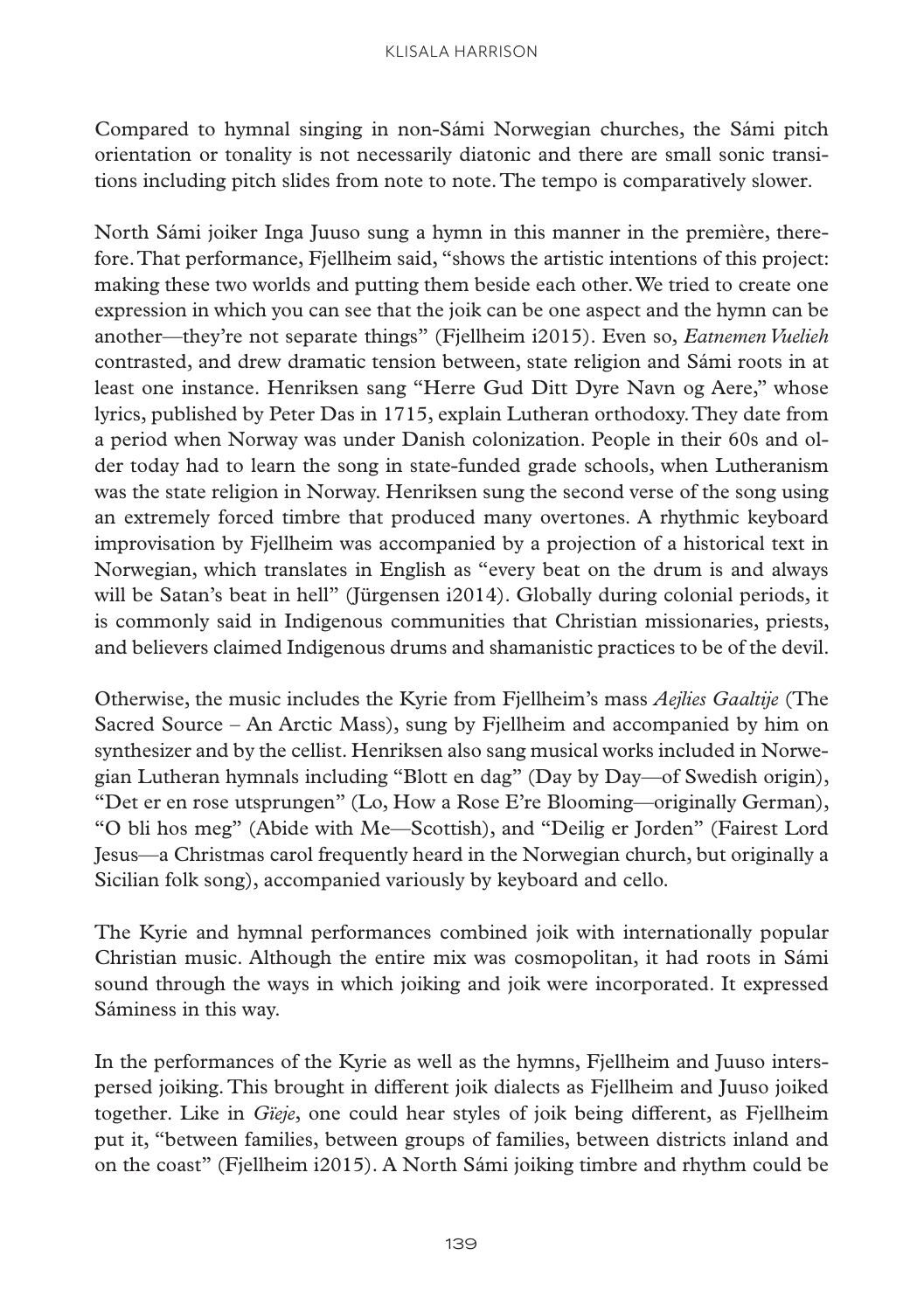Compared to hymnal singing in non-Sámi Norwegian churches, the Sámi pitch orientation or tonality is not necessarily diatonic and there are small sonic transitions including pitch slides from note to note. The tempo is comparatively slower.

North Sámi joiker Inga Juuso sung a hymn in this manner in the première, therefore. That performance, Fjellheim said, "shows the artistic intentions of this project: making these two worlds and putting them beside each other. We tried to create one expression in which you can see that the joik can be one aspect and the hymn can be another—they're not separate things" (Fjellheim i2015). Even so, *Eatnemen Vuelieh* contrasted, and drew dramatic tension between, state religion and Sámi roots in at least one instance. Henriksen sang "Herre Gud Ditt Dyre Navn og Aere," whose lyrics, published by Peter Das in 1715, explain Lutheran orthodoxy. They date from a period when Norway was under Danish colonization. People in their 60s and older today had to learn the song in state-funded grade schools, when Lutheranism was the state religion in Norway. Henriksen sung the second verse of the song using an extremely forced timbre that produced many overtones. A rhythmic keyboard improvisation by Fjellheim was accompanied by a projection of a historical text in Norwegian, which translates in English as "every beat on the drum is and always will be Satan's beat in hell" (Jürgensen i2014). Globally during colonial periods, it is commonly said in Indigenous communities that Christian missionaries, priests, and believers claimed Indigenous drums and shamanistic practices to be of the devil.

Otherwise, the music includes the Kyrie from Fjellheim's mass *Aejlies Gaaltije* (The Sacred Source – An Arctic Mass), sung by Fjellheim and accompanied by him on synthesizer and by the cellist. Henriksen also sang musical works included in Norwegian Lutheran hymnals including "Blott en dag" (Day by Day—of Swedish origin), "Det er en rose utsprungen" (Lo, How a Rose E're Blooming—originally German), "O bli hos meg" (Abide with Me—Scottish), and "Deilig er Jorden" (Fairest Lord Jesus—a Christmas carol frequently heard in the Norwegian church, but originally a Sicilian folk song), accompanied variously by keyboard and cello.

The Kyrie and hymnal performances combined joik with internationally popular Christian music. Although the entire mix was cosmopolitan, it had roots in Sámi sound through the ways in which joiking and joik were incorporated. It expressed Sáminess in this way.

In the performances of the Kyrie as well as the hymns, Fjellheim and Juuso interspersed joiking. This brought in different joik dialects as Fjellheim and Juuso joiked together. Like in *Gïeje*, one could hear styles of joik being different, as Fjellheim put it, "between families, between groups of families, between districts inland and on the coast" (Fjellheim i2015). A North Sámi joiking timbre and rhythm could be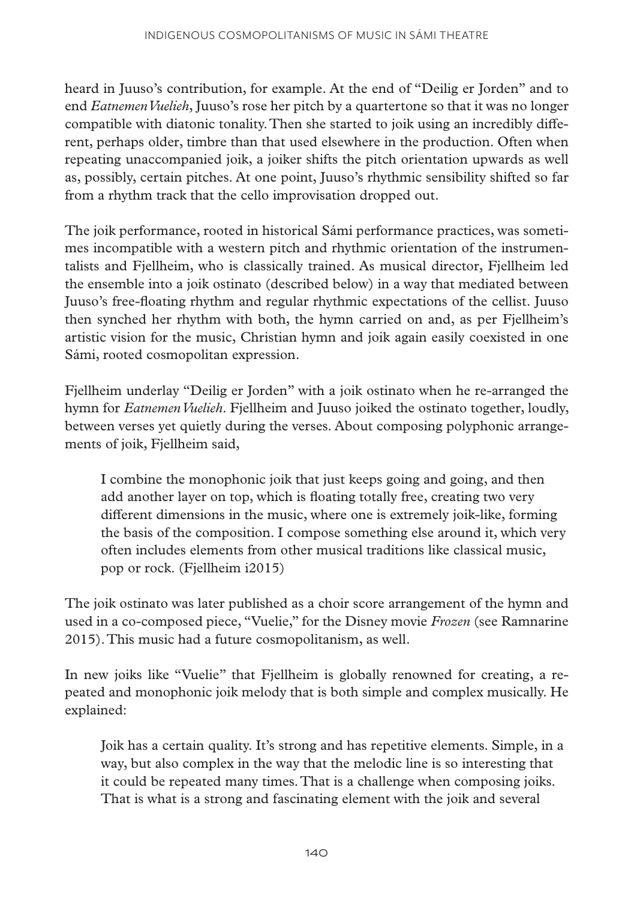heard in Juuso's contribution, for example. At the end of "Deilig er Jorden" and to end *Eatnemen Vuelieh*, Juuso's rose her pitch by a quartertone so that it was no longer compatible with diatonic tonality. Then she started to joik using an incredibly different, perhaps older, timbre than that used elsewhere in the production. Often when repeating unaccompanied joik, a joiker shifts the pitch orientation upwards as well as, possibly, certain pitches. At one point, Juuso's rhythmic sensibility shifted so far from a rhythm track that the cello improvisation dropped out.

The joik performance, rooted in historical Sámi performance practices, was sometimes incompatible with a western pitch and rhythmic orientation of the instrumentalists and Fjellheim, who is classically trained. As musical director, Fjellheim led the ensemble into a joik ostinato (described below) in a way that mediated between Juuso's free-floating rhythm and regular rhythmic expectations of the cellist. Juuso then synched her rhythm with both, the hymn carried on and, as per Fjellheim's artistic vision for the music, Christian hymn and joik again easily coexisted in one Sámi, rooted cosmopolitan expression.

Fjellheim underlay "Deilig er Jorden" with a joik ostinato when he re-arranged the hymn for *Eatnemen Vuelieh*. Fjellheim and Juuso joiked the ostinato together, loudly, between verses yet quietly during the verses. About composing polyphonic arrangements of joik, Fjellheim said,

> I combine the monophonic joik that just keeps going and going, and then add another layer on top, which is floating totally free, creating two very different dimensions in the music, where one is extremely joik-like, forming the basis of the composition. I compose something else around it, which very often includes elements from other musical traditions like classical music, pop or rock. (Fjellheim i2015)

The joik ostinato was later published as a choir score arrangement of the hymn and used in a co-composed piece, "Vuelie," for the Disney movie *Frozen* (see Ramnarine 2015). This music had a future cosmopolitanism, as well.

In new joiks like "Vuelie" that Fjellheim is globally renowned for creating, a repeated and monophonic joik melody that is both simple and complex musically. He explained:

> Joik has a certain quality. It's strong and has repetitive elements. Simple, in a way, but also complex in the way that the melodic line is so interesting that it could be repeated many times. That is a challenge when composing joiks. That is what is a strong and fascinating element with the joik and several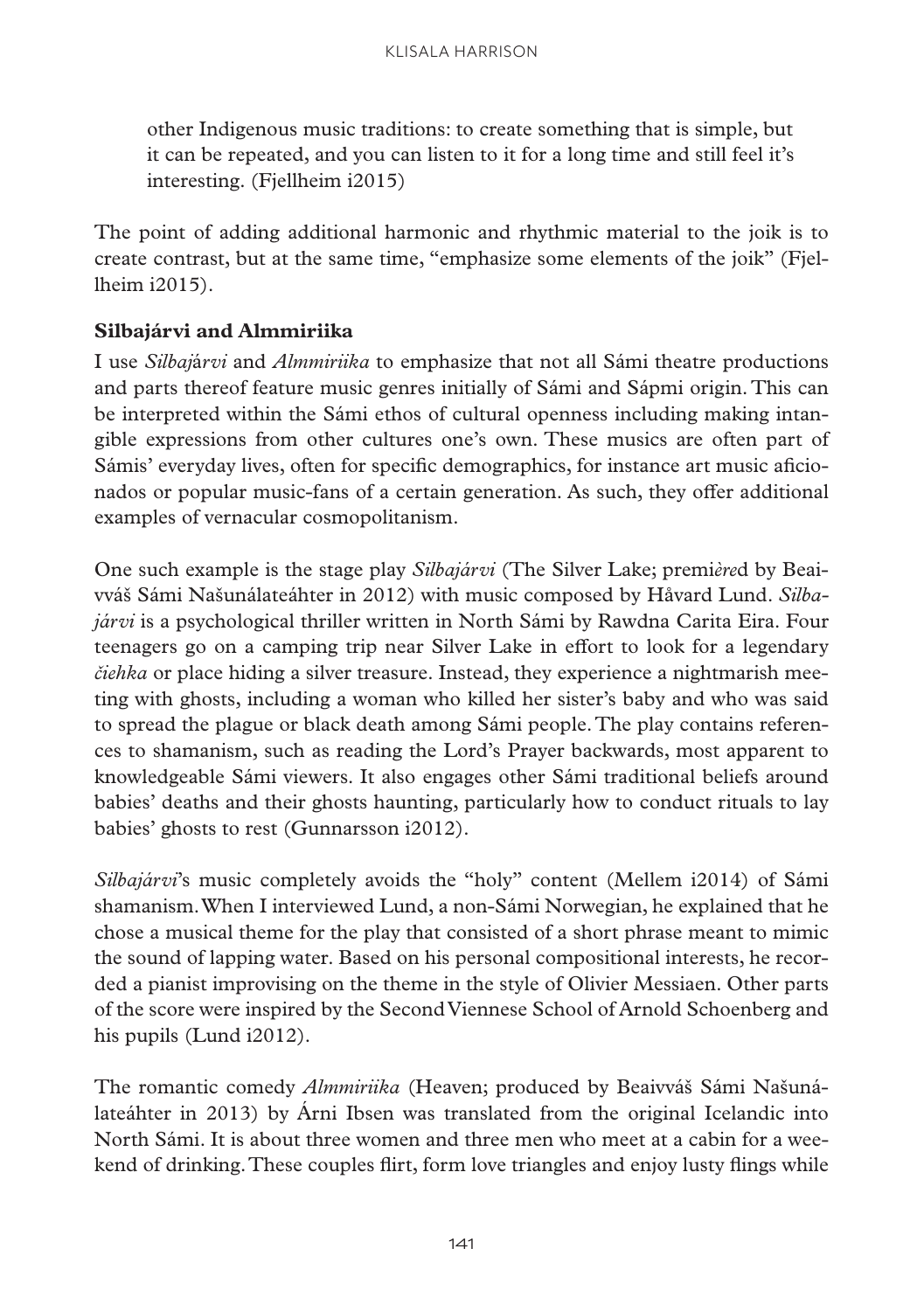other Indigenous music traditions: to create something that is simple, but it can be repeated, and you can listen to it for a long time and still feel it's interesting. (Fjellheim i2015)

The point of adding additional harmonic and rhythmic material to the joik is to create contrast, but at the same time, "emphasize some elements of the joik" (Fjellheim i2015).

**Silbajárvi and Almmiriika**

I use *Silbajárvi* and *Almmiriika* to emphasize that not all Sámi theatre productions and parts thereof feature music genres initially of Sámi and Sápmi origin. This can be interpreted within the Sámi ethos of cultural openness including making intangible expressions from other cultures one's own. These musics are often part of Sámis' everyday lives, often for specific demographics, for instance art music aficionados or popular music-fans of a certain generation. As such, they offer additional examples of vernacular cosmopolitanism.

One such example is the stage play *Silbajárvi* (The Silver Lake; premi*ère*d by Beaivváš Sámi Našunálateáhter in 2012) with music composed by Håvard Lund. *Silbajárvi* is a psychological thriller written in North Sámi by Rawdna Carita Eira. Four teenagers go on a camping trip near Silver Lake in effort to look for a legendary *čiehka* or place hiding a silver treasure. Instead, they experience a nightmarish meeting with ghosts, including a woman who killed her sister's baby and who was said to spread the plague or black death among Sámi people. The play contains references to shamanism, such as reading the Lord's Prayer backwards, most apparent to knowledgeable Sámi viewers. It also engages other Sámi traditional beliefs around babies' deaths and their ghosts haunting, particularly how to conduct rituals to lay babies' ghosts to rest (Gunnarsson i2012).

*Silbajárvi*'s music completely avoids the "holy" content (Mellem i2014) of Sámi shamanism. When I interviewed Lund, a non-Sámi Norwegian, he explained that he chose a musical theme for the play that consisted of a short phrase meant to mimic the sound of lapping water. Based on his personal compositional interests, he recorded a pianist improvising on the theme in the style of Olivier Messiaen. Other parts of the score were inspired by the Second Viennese School of Arnold Schoenberg and his pupils (Lund i2012).

The romantic comedy *Almmiriika* (Heaven; produced by Beaivváš Sámi Našunálateáhter in 2013) by Árni Ibsen was translated from the original Icelandic into North Sámi. It is about three women and three men who meet at a cabin for a weekend of drinking. These couples flirt, form love triangles and enjoy lusty flings while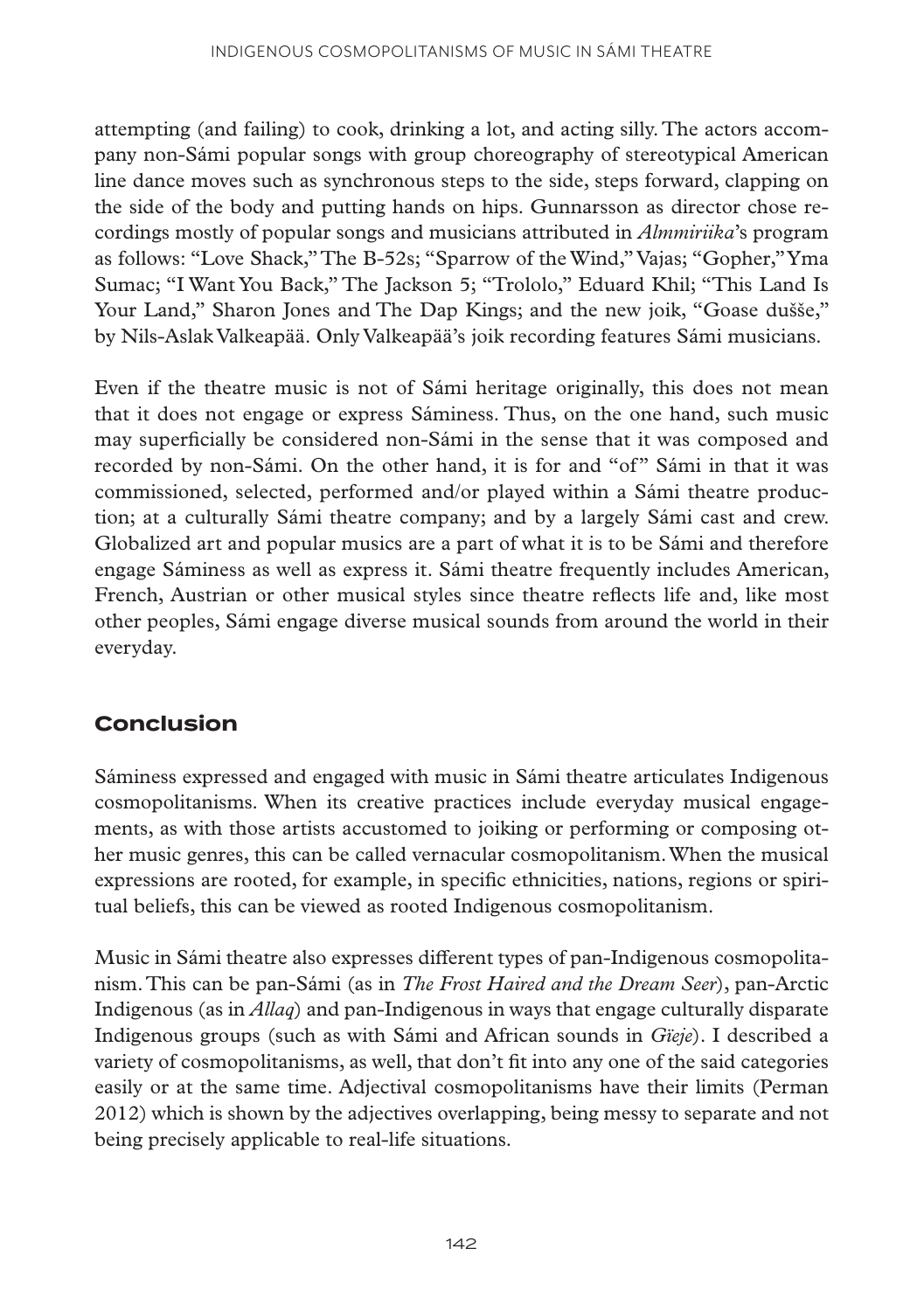attempting (and failing) to cook, drinking a lot, and acting silly. The actors accompany non-Sámi popular songs with group choreography of stereotypical American line dance moves such as synchronous steps to the side, steps forward, clapping on the side of the body and putting hands on hips. Gunnarsson as director chose recordings mostly of popular songs and musicians attributed in *Almmiriika*'s program as follows: "Love Shack," The B-52s; "Sparrow of the Wind," Vajas; "Gopher," Yma Sumac; "I Want You Back," The Jackson 5; "Trololo," Eduard Khil; "This Land Is Your Land," Sharon Jones and The Dap Kings; and the new joik, "Goase dušše," by Nils-Aslak Valkeapää. Only Valkeapää's joik recording features Sámi musicians.

Even if the theatre music is not of Sámi heritage originally, this does not mean that it does not engage or express Sáminess. Thus, on the one hand, such music may superficially be considered non-Sámi in the sense that it was composed and recorded by non-Sámi. On the other hand, it is for and "of" Sámi in that it was commissioned, selected, performed and/or played within a Sámi theatre production; at a culturally Sámi theatre company; and by a largely Sámi cast and crew. Globalized art and popular musics are a part of what it is to be Sámi and therefore engage Sáminess as well as express it. Sámi theatre frequently includes American, French, Austrian or other musical styles since theatre reflects life and, like most other peoples, Sámi engage diverse musical sounds from around the world in their everyday.

## Conclusion

Sáminess expressed and engaged with music in Sámi theatre articulates Indigenous cosmopolitanisms. When its creative practices include everyday musical engagements, as with those artists accustomed to joiking or performing or composing other music genres, this can be called vernacular cosmopolitanism. When the musical expressions are rooted, for example, in specific ethnicities, nations, regions or spiritual beliefs, this can be viewed as rooted Indigenous cosmopolitanism.

Music in Sámi theatre also expresses different types of pan-Indigenous cosmopolitanism. This can be pan-Sámi (as in *The Frost Haired and the Dream Seer*), pan-Arctic Indigenous (as in *Allaq*) and pan-Indigenous in ways that engage culturally disparate Indigenous groups (such as with Sámi and African sounds in *Gïeje*). I described a variety of cosmopolitanisms, as well, that don't fit into any one of the said categories easily or at the same time. Adjectival cosmopolitanisms have their limits (Perman 2012) which is shown by the adjectives overlapping, being messy to separate and not being precisely applicable to real-life situations.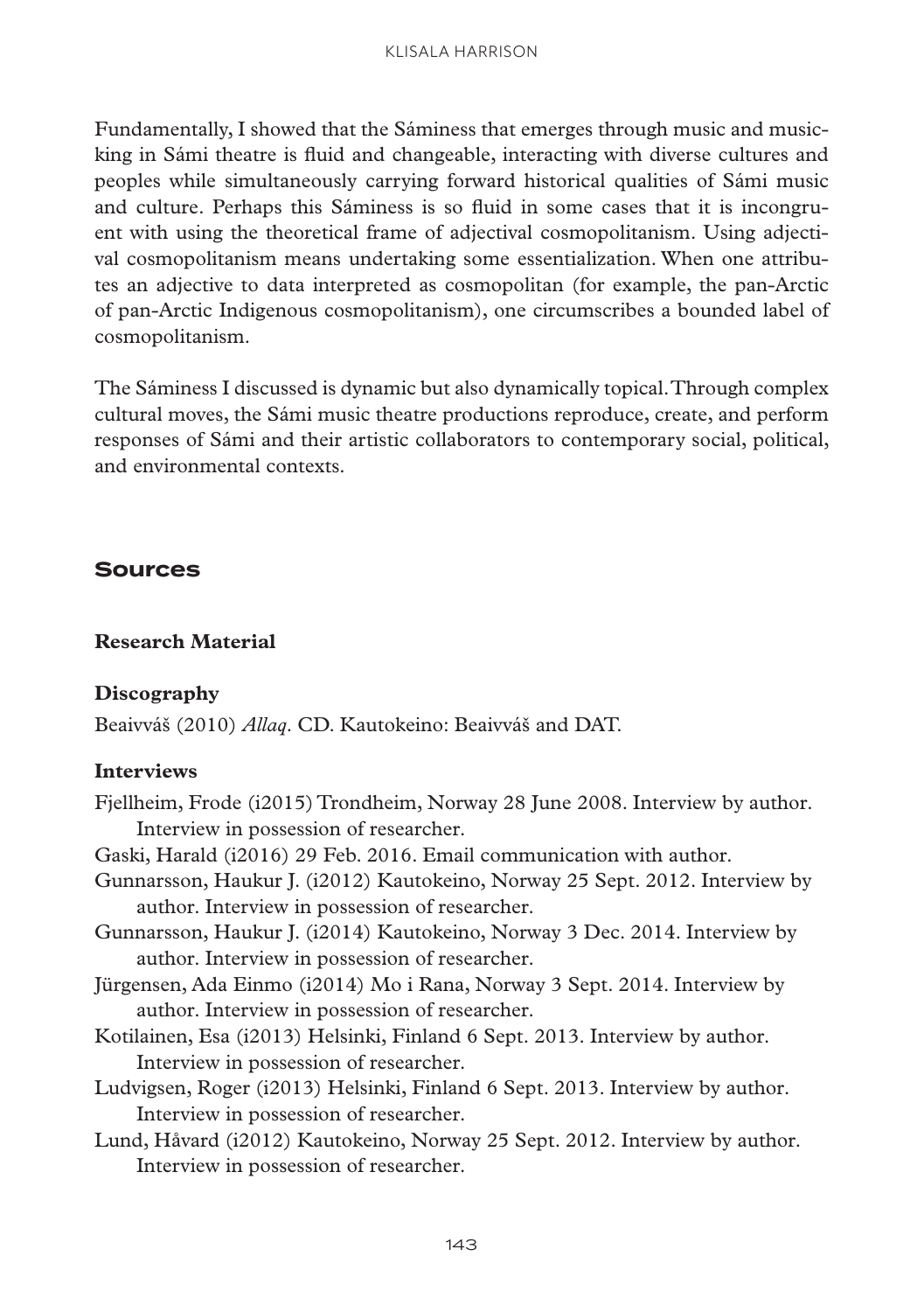Fundamentally, I showed that the Sáminess that emerges through music and musicking in Sámi theatre is fluid and changeable, interacting with diverse cultures and peoples while simultaneously carrying forward historical qualities of Sámi music and culture. Perhaps this Sáminess is so fluid in some cases that it is incongruent with using the theoretical frame of adjectival cosmopolitanism. Using adjectival cosmopolitanism means undertaking some essentialization. When one attributes an adjective to data interpreted as cosmopolitan (for example, the pan-Arctic of pan-Arctic Indigenous cosmopolitanism), one circumscribes a bounded label of cosmopolitanism.

The Sáminess I discussed is dynamic but also dynamically topical. Through complex cultural moves, the Sámi music theatre productions reproduce, create, and perform responses of Sámi and their artistic collaborators to contemporary social, political, and environmental contexts.

## Sources

### Research Material

#### Discography

Beaivváš (2010) *Allaq*. CD. Kautokeino: Beaivváš and DAT.

#### Interviews

Fjellheim, Frode (i2015) Trondheim, Norway 28 June 2008. Interview by author. Interview in possession of researcher.

Gaski, Harald (i2016) 29 Feb. 2016. Email communication with author.

Gunnarsson, Haukur J. (i2012) Kautokeino, Norway 25 Sept. 2012. Interview by author. Interview in possession of researcher.

Gunnarsson, Haukur J. (i2014) Kautokeino, Norway 3 Dec. 2014. Interview by author. Interview in possession of researcher.

Jürgensen, Ada Einmo (i2014) Mo i Rana, Norway 3 Sept. 2014. Interview by author. Interview in possession of researcher.

Kotilainen, Esa (i2013) Helsinki, Finland 6 Sept. 2013. Interview by author. Interview in possession of researcher.

Ludvigsen, Roger (i2013) Helsinki, Finland 6 Sept. 2013. Interview by author. Interview in possession of researcher.

Lund, Håvard (i2012) Kautokeino, Norway 25 Sept. 2012. Interview by author. Interview in possession of researcher.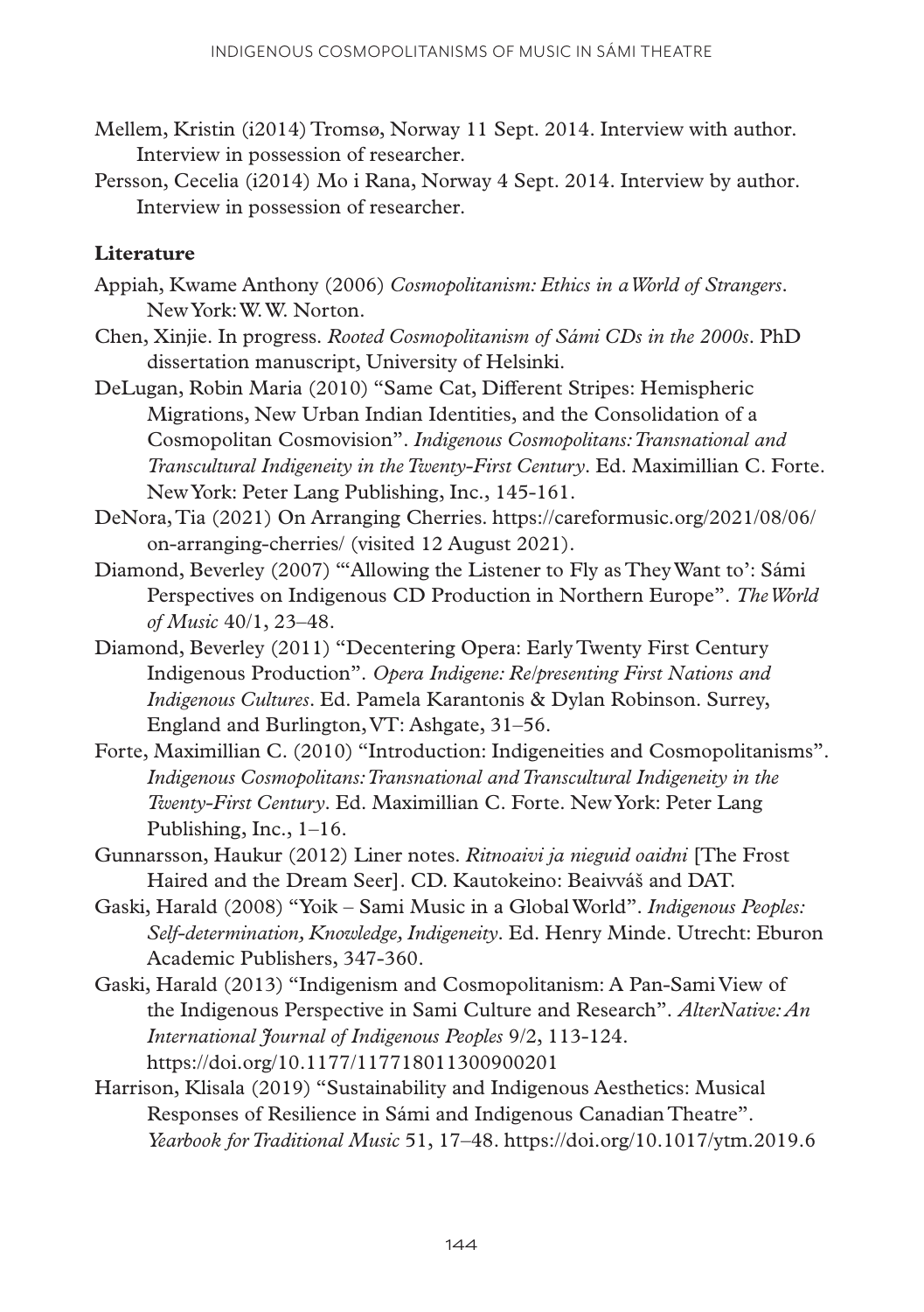Mellem, Kristin (i2014) Tromsø, Norway 11 Sept. 2014. Interview with author. Interview in possession of researcher.

Persson, Cecelia (i2014) Mo i Rana, Norway 4 Sept. 2014. Interview by author. Interview in possession of researcher.

### Literature

Appiah, Kwame Anthony (2006) *Cosmopolitanism: Ethics in a World of Strangers*. New York: W. W. Norton.

Chen, Xinjie. In progress. *Rooted Cosmopolitanism of Sámi CDs in the 2000s*. PhD dissertation manuscript, University of Helsinki.

DeLugan, Robin Maria (2010) "Same Cat, Different Stripes: Hemispheric Migrations, New Urban Indian Identities, and the Consolidation of a Cosmopolitan Cosmovision". *Indigenous Cosmopolitans: Transnational and Transcultural Indigeneity in the Twenty-First Century*. Ed. Maximillian C. Forte. New York: Peter Lang Publishing, Inc., 145-161.

DeNora, Tia (2021) On Arranging Cherries. https://careformusic.org/2021/08/06/on-arranging-cherries/ (visited 12 August 2021).

Diamond, Beverley (2007) "'Allowing the Listener to Fly as They Want to': Sámi Perspectives on Indigenous CD Production in Northern Europe". *The World of Music* 40/1, 23–48.

Diamond, Beverley (2011) "Decentering Opera: Early Twenty First Century Indigenous Production". *Opera Indigene: Re/presenting First Nations and Indigenous Cultures*. Ed. Pamela Karantonis & Dylan Robinson. Surrey, England and Burlington, VT: Ashgate, 31–56.

Forte, Maximillian C. (2010) "Introduction: Indigeneities and Cosmopolitanisms". *Indigenous Cosmopolitans: Transnational and Transcultural Indigeneity in the Twenty-First Century*. Ed. Maximillian C. Forte. New York: Peter Lang Publishing, Inc., 1–16.

Gunnarsson, Haukur (2012) Liner notes. *Ritnoaivi ja nieguid oaidni* [The Frost Haired and the Dream Seer]. CD. Kautokeino: Beaivváš and DAT.

Gaski, Harald (2008) "Yoik – Sami Music in a Global World". *Indigenous Peoples: Self-determination, Knowledge, Indigeneity*. Ed. Henry Minde. Utrecht: Eburon Academic Publishers, 347-360.

Gaski, Harald (2013) "Indigenism and Cosmopolitanism: A Pan-Sami View of the Indigenous Perspective in Sami Culture and Research". *AlterNative: An International Journal of Indigenous Peoples* 9/2, 113-124. https://doi.org/10.1177/117718011300900201

Harrison, Klisala (2019) "Sustainability and Indigenous Aesthetics: Musical Responses of Resilience in Sámi and Indigenous Canadian Theatre". *Yearbook for Traditional Music* 51, 17–48. https://doi.org/10.1017/ytm.2019.6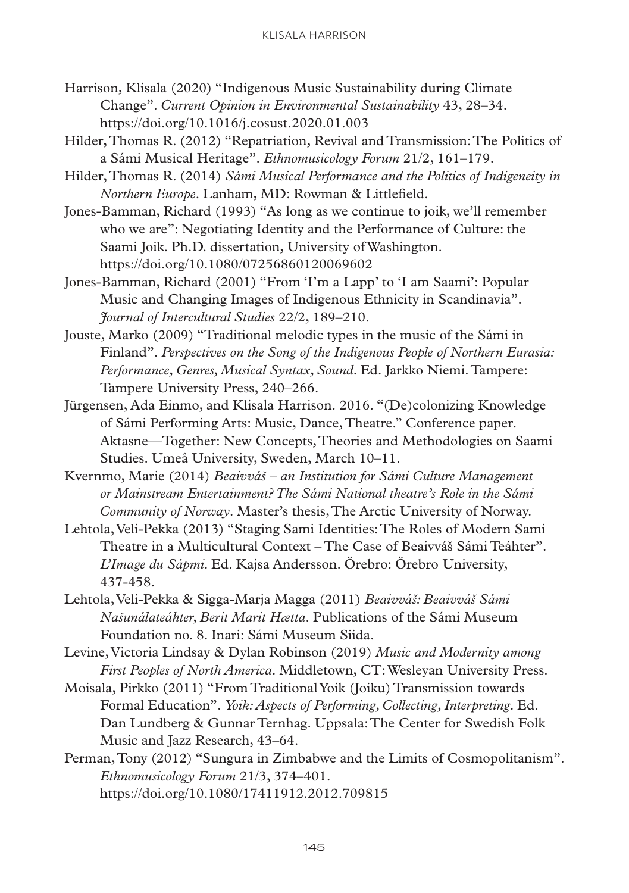Harrison, Klisala (2020) "Indigenous Music Sustainability during Climate Change". *Current Opinion in Environmental Sustainability* 43, 28–34. https://doi.org/10.1016/j.cosust.2020.01.003

Hilder, Thomas R. (2012) "Repatriation, Revival and Transmission: The Politics of a Sámi Musical Heritage". *Ethnomusicology Forum* 21/2, 161–179.

Hilder, Thomas R. (2014) *Sámi Musical Performance and the Politics of Indigeneity in Northern Europe*. Lanham, MD: Rowman & Littlefield.

Jones-Bamman, Richard (1993) "As long as we continue to joik, we'll remember who we are": Negotiating Identity and the Performance of Culture: the Saami Joik. Ph.D. dissertation, University of Washington. https://doi.org/10.1080/07256860120069602

Jones-Bamman, Richard (2001) "From 'I'm a Lapp' to 'I am Saami': Popular Music and Changing Images of Indigenous Ethnicity in Scandinavia". *Journal of Intercultural Studies* 22/2, 189–210.

Jouste, Marko (2009) "Traditional melodic types in the music of the Sámi in Finland". *Perspectives on the Song of the Indigenous People of Northern Eurasia: Performance, Genres, Musical Syntax, Sound*. Ed. Jarkko Niemi. Tampere: Tampere University Press, 240–266.

Jürgensen, Ada Einmo, and Klisala Harrison. 2016. "(De)colonizing Knowledge of Sámi Performing Arts: Music, Dance, Theatre." Conference paper. Aktasne—Together: New Concepts, Theories and Methodologies on Saami Studies. Umeå University, Sweden, March 10–11.

Kvernmo, Marie (2014) *Beaivváš – an Institution for Sámi Culture Management or Mainstream Entertainment? The Sámi National theatre's Role in the Sámi Community of Norway*. Master's thesis, The Arctic University of Norway.

Lehtola, Veli-Pekka (2013) "Staging Sami Identities: The Roles of Modern Sami Theatre in a Multicultural Context – The Case of Beaivváš Sámi Teáhter". *L'Image du Sápmi*. Ed. Kajsa Andersson. Örebro: Örebro University, 437-458.

Lehtola, Veli-Pekka & Sigga-Marja Magga (2011) *Beaivváš: Beaivváš Sámi Našunálateáhter, Berit Marit Hætta*. Publications of the Sámi Museum Foundation no. 8. Inari: Sámi Museum Siida.

Levine, Victoria Lindsay & Dylan Robinson (2019) *Music and Modernity among First Peoples of North America*. Middletown, CT: Wesleyan University Press.

Moisala, Pirkko (2011) "From Traditional Yoik (Joiku) Transmission towards Formal Education". *Yoik: Aspects of Performing, Collecting, Interpreting*. Ed. Dan Lundberg & Gunnar Ternhag. Uppsala: The Center for Swedish Folk Music and Jazz Research, 43–64.

Perman, Tony (2012) "Sungura in Zimbabwe and the Limits of Cosmopolitanism". *Ethnomusicology Forum* 21/3, 374–401. https://doi.org/10.1080/17411912.2012.709815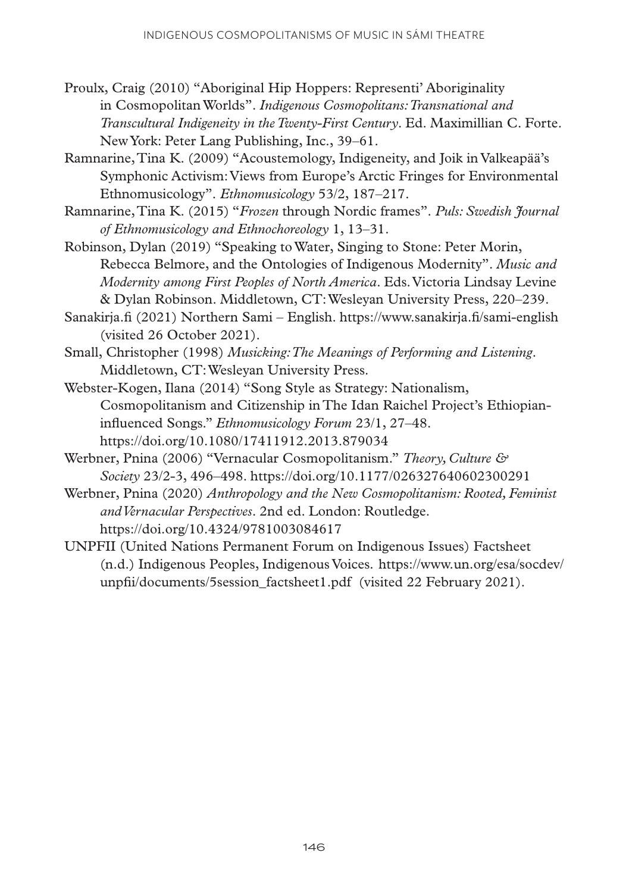Proulx, Craig (2010) "Aboriginal Hip Hoppers: Representi' Aboriginality in Cosmopolitan Worlds". *Indigenous Cosmopolitans: Transnational and Transcultural Indigeneity in the Twenty-First Century*. Ed. Maximillian C. Forte. New York: Peter Lang Publishing, Inc., 39–61.

Ramnarine, Tina K. (2009) "Acoustemology, Indigeneity, and Joik in Valkeapää's Symphonic Activism: Views from Europe's Arctic Fringes for Environmental Ethnomusicology". *Ethnomusicology* 53/2, 187–217.

Ramnarine, Tina K. (2015) "*Frozen* through Nordic frames". *Puls: Swedish Journal of Ethnomusicology and Ethnochoreology* 1, 13–31.

Robinson, Dylan (2019) "Speaking to Water, Singing to Stone: Peter Morin, Rebecca Belmore, and the Ontologies of Indigenous Modernity". *Music and Modernity among First Peoples of North America*. Eds. Victoria Lindsay Levine & Dylan Robinson. Middletown, CT: Wesleyan University Press, 220–239.

Sanakirja.fi (2021) Northern Sami – English. https://www.sanakirja.fi/sami-english (visited 26 October 2021).

Small, Christopher (1998) *Musicking: The Meanings of Performing and Listening*. Middletown, CT: Wesleyan University Press.

Webster-Kogen, Ilana (2014) "Song Style as Strategy: Nationalism, Cosmopolitanism and Citizenship in The Idan Raichel Project's Ethiopian-influenced Songs." *Ethnomusicology Forum* 23/1, 27–48. https://doi.org/10.1080/17411912.2013.879034

Werbner, Pnina (2006) "Vernacular Cosmopolitanism." *Theory, Culture & Society* 23/2-3, 496–498. https://doi.org/10.1177/026327640602300291

Werbner, Pnina (2020) *Anthropology and the New Cosmopolitanism: Rooted, Feminist and Vernacular Perspectives*. 2nd ed. London: Routledge. https://doi.org/10.4324/9781003084617

UNPFII (United Nations Permanent Forum on Indigenous Issues) Factsheet (n.d.) Indigenous Peoples, Indigenous Voices. https://www.un.org/esa/socdev/unpfii/documents/5session_factsheet1.pdf (visited 22 February 2021).